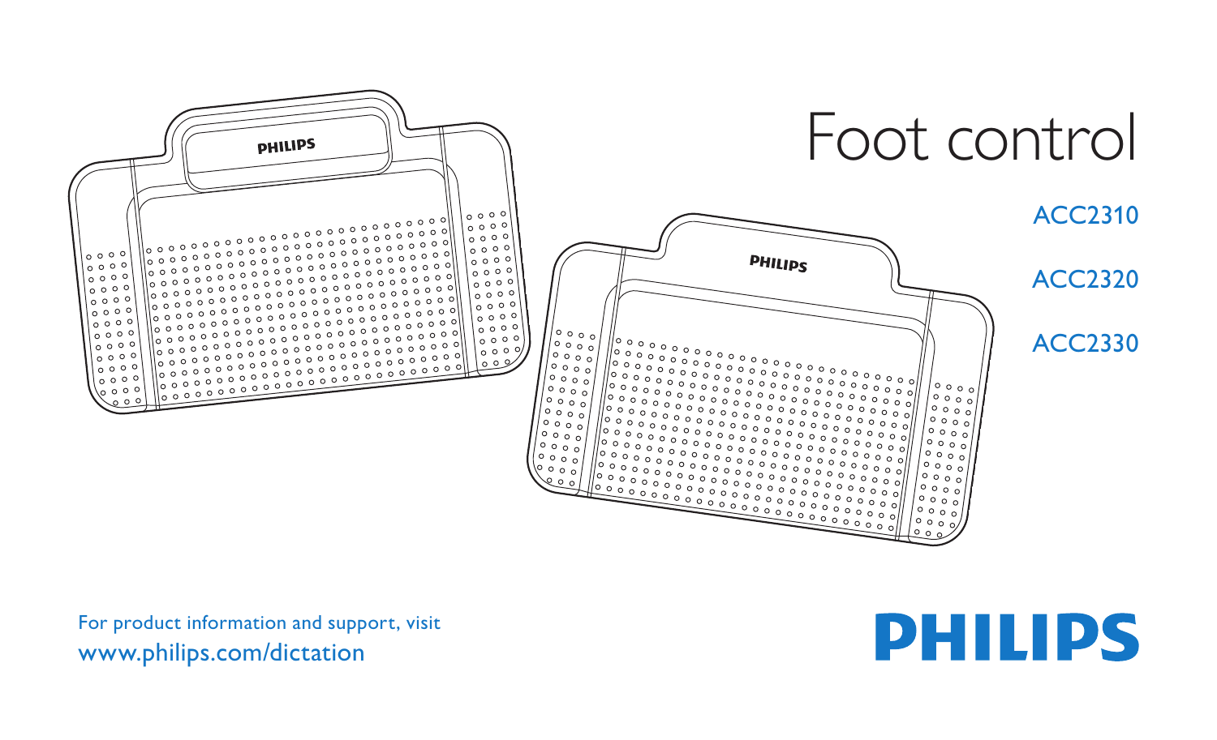# Foot control

ACC2310

ACC2320

ACC2330

For product information and support, visit
www.philips.com/dictation

PHILIPS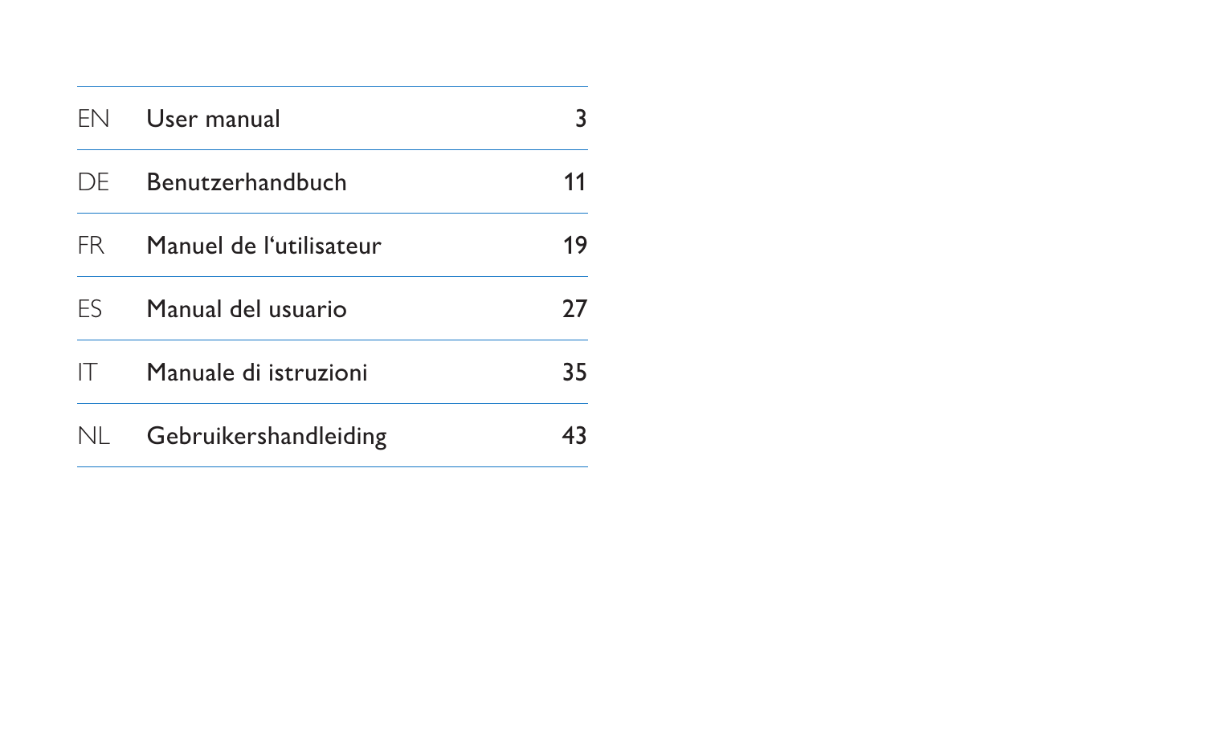| | | |
|---|---|---|
| EN | User manual | 3 |
| DE | Benutzerhandbuch | 11 |
| FR | Manuel de l‘utilisateur | 19 |
| ES | Manual del usuario | 27 |
| IT | Manuale di istruzioni | 35 |
| NL | Gebruikershandleiding | 43 |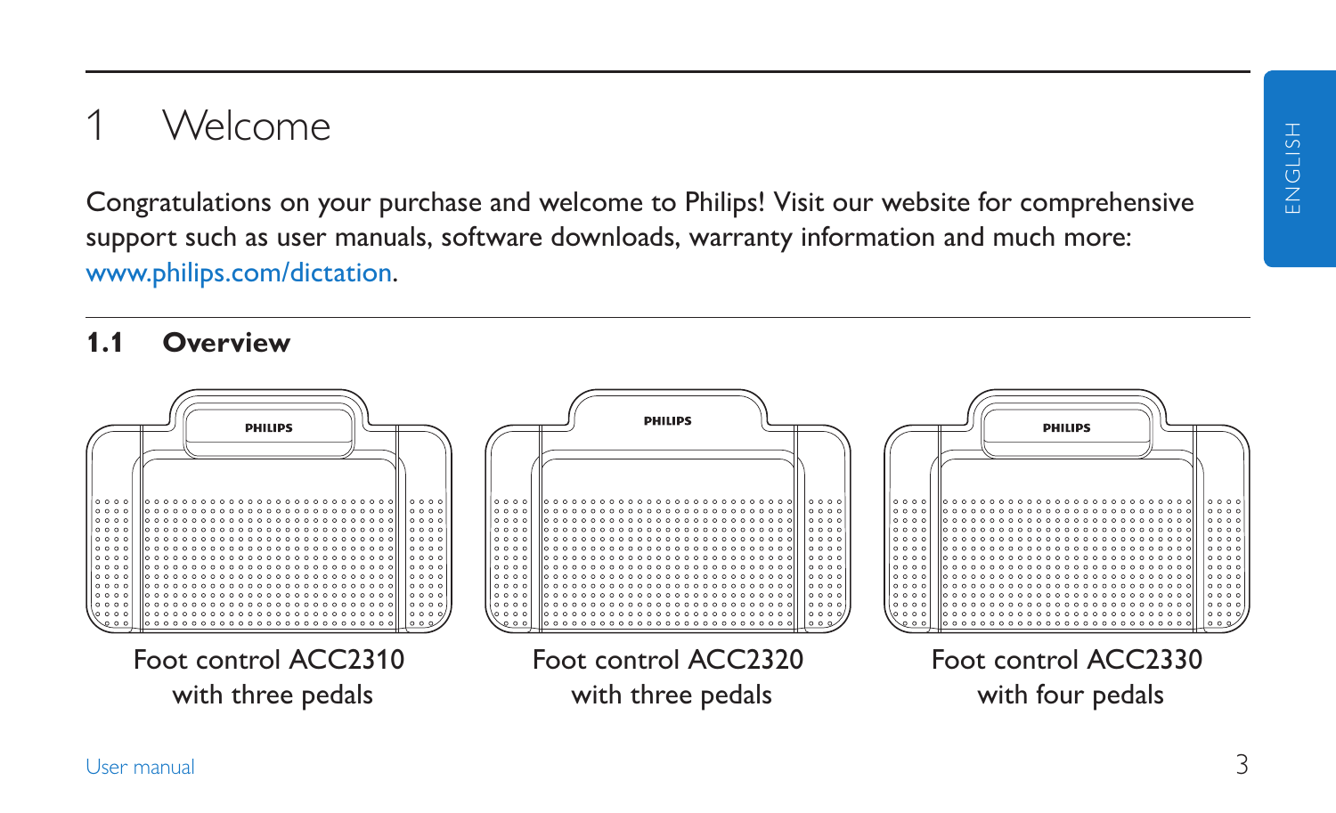# 1 Welcome

Congratulations on your purchase and welcome to Philips! Visit our website for comprehensive support such as user manuals, software downloads, warranty information and much more: www.philips.com/dictation.

## 1.1 Overview

Foot control ACC2310 with three pedals

Foot control ACC2320 with three pedals

Foot control ACC2330 with four pedals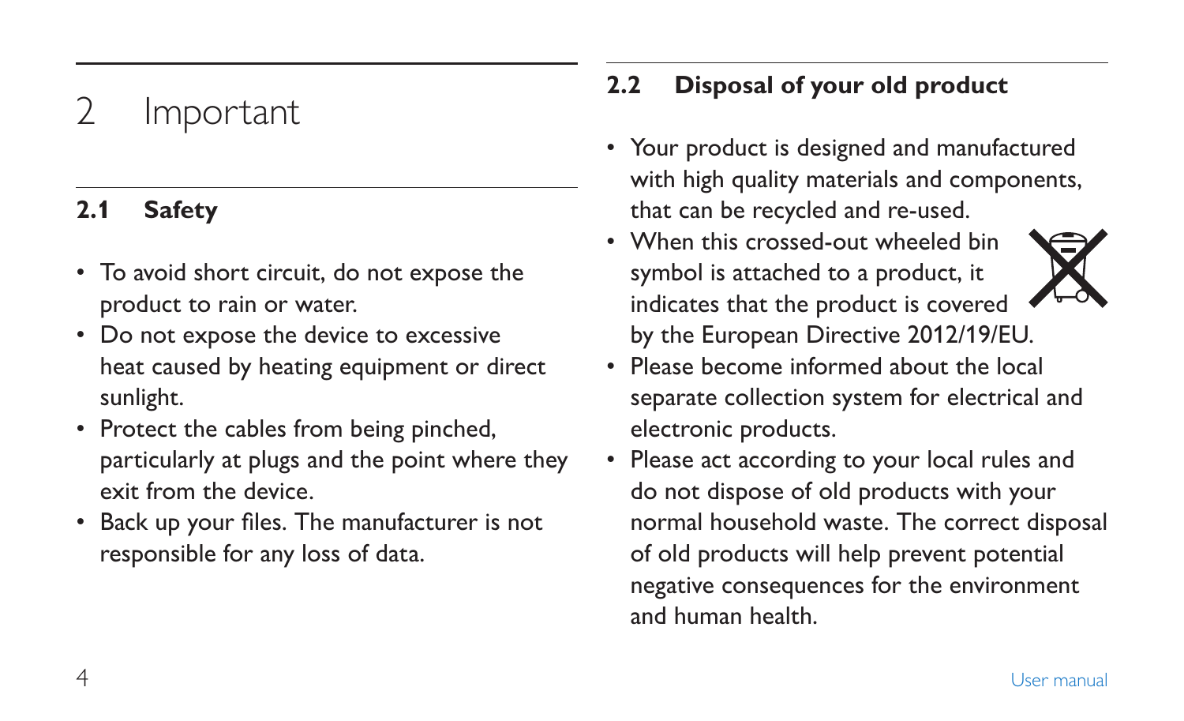# 2 Important

## 2.1 Safety

- To avoid short circuit, do not expose the product to rain or water.
- Do not expose the device to excessive heat caused by heating equipment or direct sunlight.
- Protect the cables from being pinched, particularly at plugs and the point where they exit from the device.
- Back up your files. The manufacturer is not responsible for any loss of data.

## 2.2 Disposal of your old product

- Your product is designed and manufactured with high quality materials and components, that can be recycled and re-used.
- When this crossed-out wheeled bin symbol is attached to a product, it indicates that the product is covered by the European Directive 2012/19/EU.
- Please become informed about the local separate collection system for electrical and electronic products.
- Please act according to your local rules and do not dispose of old products with your normal household waste. The correct disposal of old products will help prevent potential negative consequences for the environment and human health.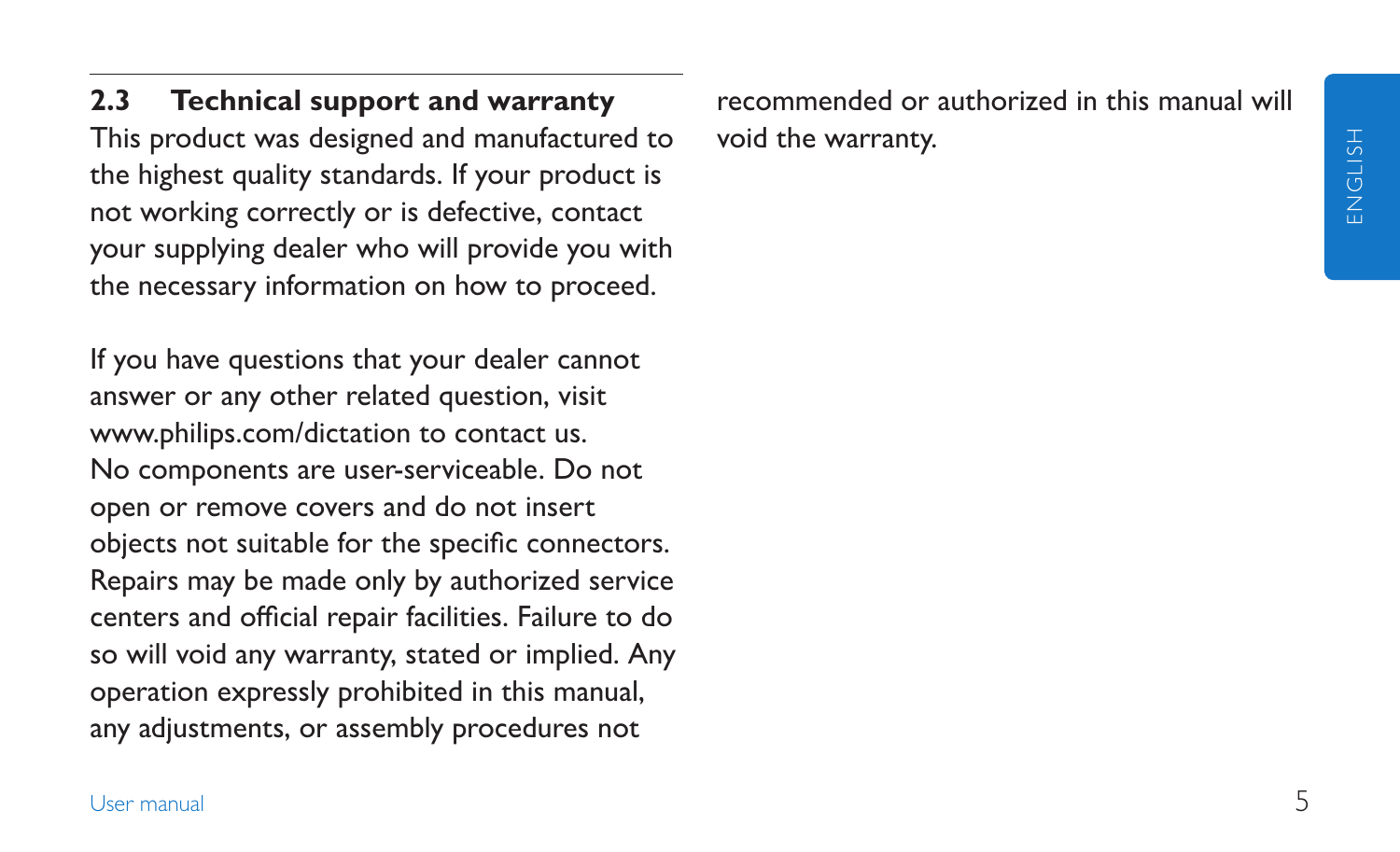## 2.3 Technical support and warranty

This product was designed and manufactured to the highest quality standards. If your product is not working correctly or is defective, contact your supplying dealer who will provide you with the necessary information on how to proceed.

If you have questions that your dealer cannot answer or any other related question, visit www.philips.com/dictation to contact us. No components are user-serviceable. Do not open or remove covers and do not insert objects not suitable for the specific connectors. Repairs may be made only by authorized service centers and official repair facilities. Failure to do so will void any warranty, stated or implied. Any operation expressly prohibited in this manual, any adjustments, or assembly procedures not recommended or authorized in this manual will void the warranty.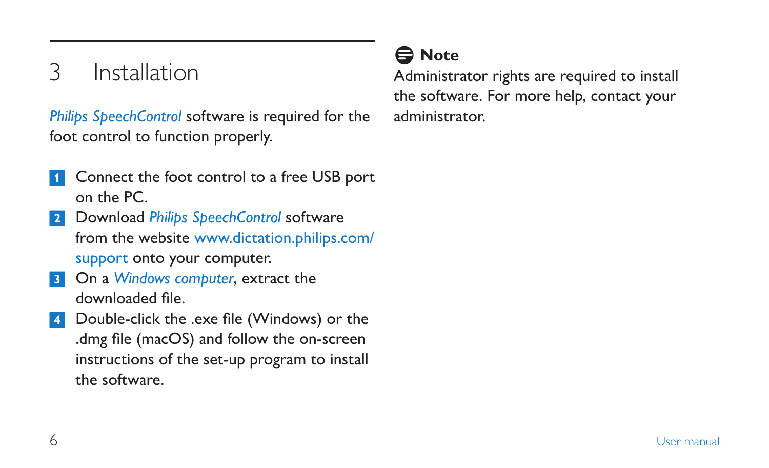# 3 Installation

*Philips SpeechControl* software is required for the foot control to function properly.

1. Connect the foot control to a free USB port on the PC.
2. Download *Philips SpeechControl* software from the website www.dictation.philips.com/support onto your computer.
3. On a *Windows computer*, extract the downloaded file.
4. Double-click the .exe file (Windows) or the .dmg file (macOS) and follow the on-screen instructions of the set-up program to install the software.

**Note**

Administrator rights are required to install the software. For more help, contact your administrator.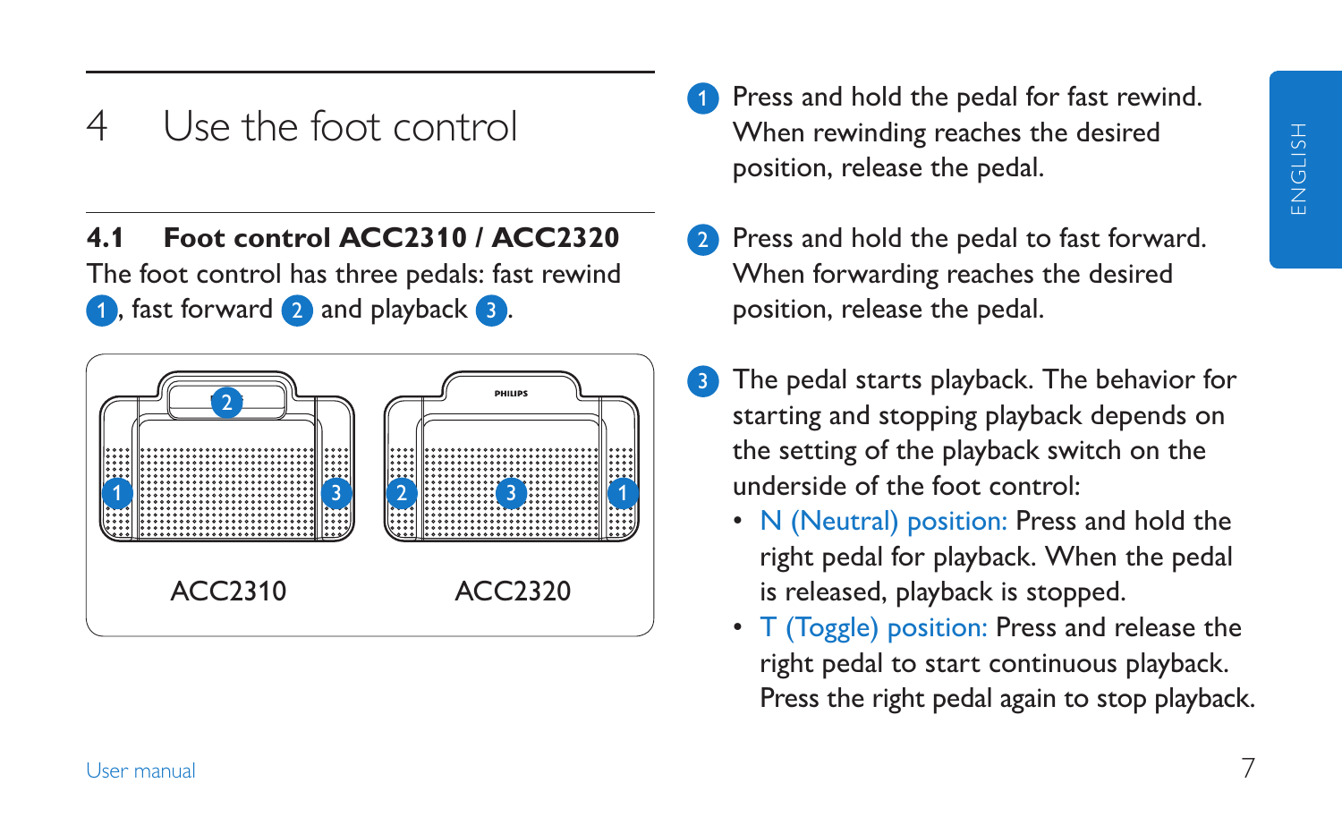# 4 Use the foot control

## 4.1 Foot control ACC2310 / ACC2320

The foot control has three pedals: fast rewind 1, fast forward 2 and playback 3.

ACC2310

ACC2320

1. Press and hold the pedal for fast rewind. When rewinding reaches the desired position, release the pedal.
2. Press and hold the pedal to fast forward. When forwarding reaches the desired position, release the pedal.
3. The pedal starts playback. The behavior for starting and stopping playback depends on the setting of the playback switch on the underside of the foot control:
   - N (Neutral) position: Press and hold the right pedal for playback. When the pedal is released, playback is stopped.
   - T (Toggle) position: Press and release the right pedal to start continuous playback. Press the right pedal again to stop playback.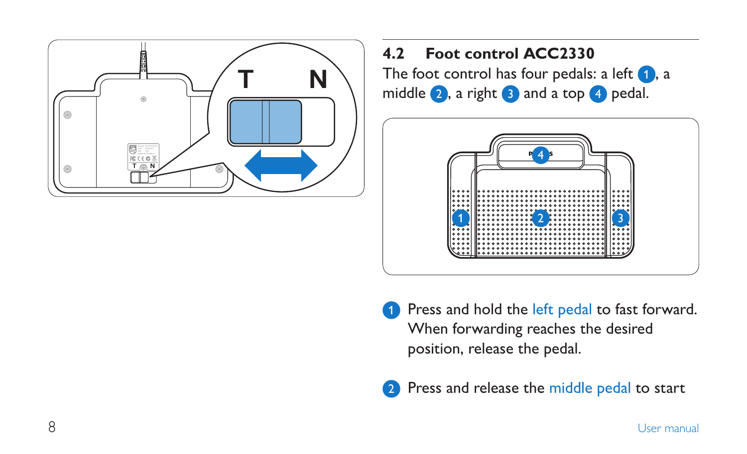## 4.2 Foot control ACC2330

The foot control has four pedals: a left 1, a middle 2, a right 3 and a top 4 pedal.

1. Press and hold the left pedal to fast forward. When forwarding reaches the desired position, release the pedal.
2. Press and release the middle pedal to start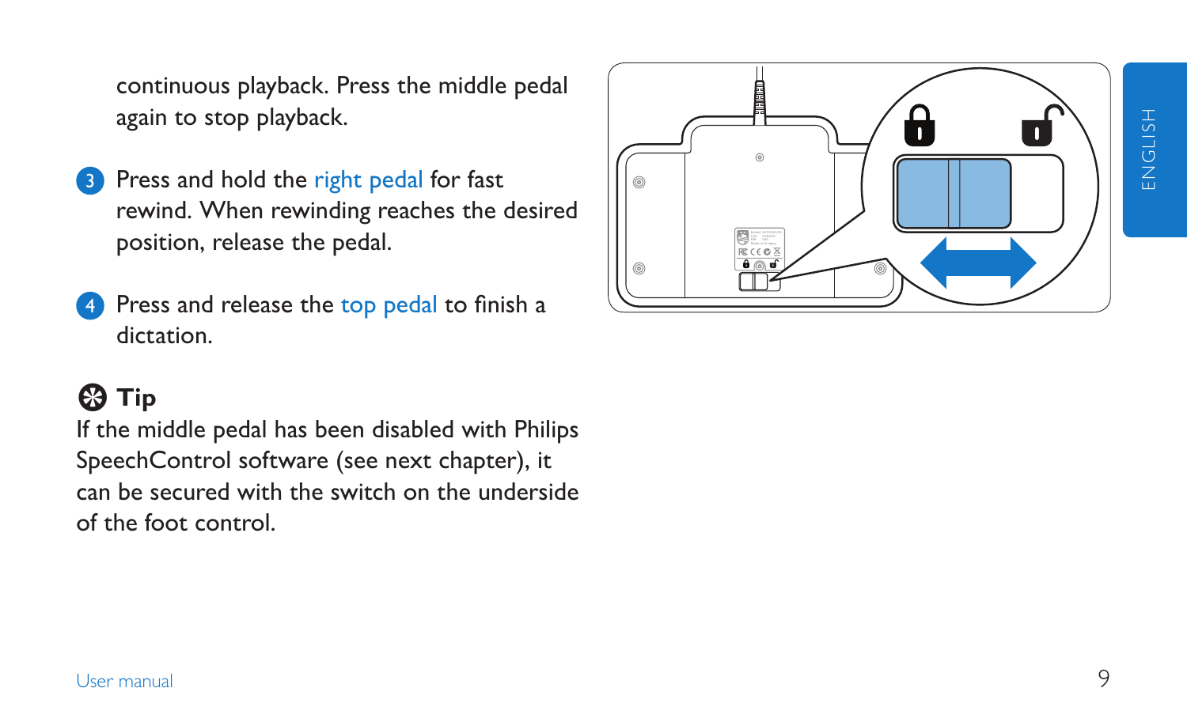continuous playback. Press the middle pedal again to stop playback.

3. Press and hold the right pedal for fast rewind. When rewinding reaches the desired position, release the pedal.

4. Press and release the top pedal to finish a dictation.

### Tip

If the middle pedal has been disabled with Philips SpeechControl software (see next chapter), it can be secured with the switch on the underside of the foot control.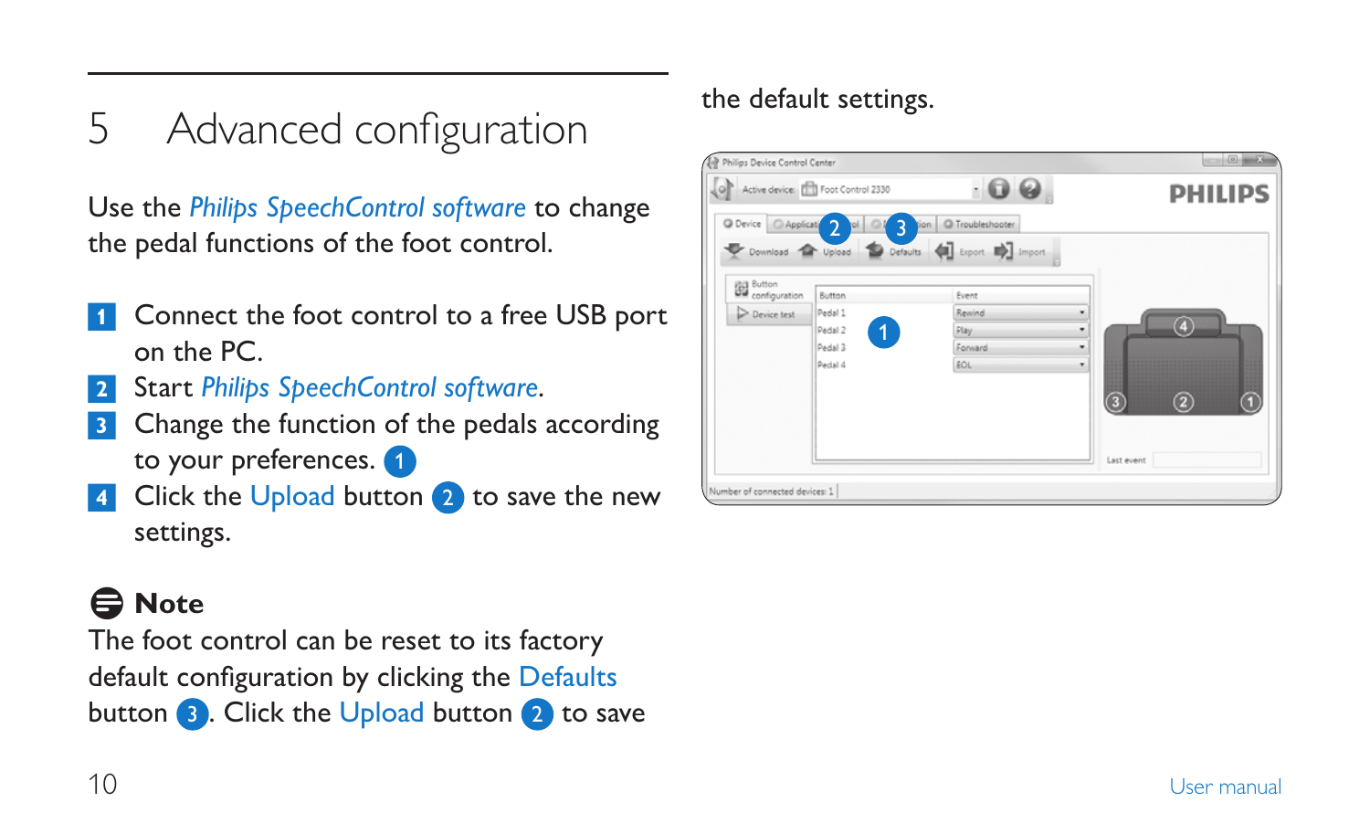# 5 Advanced configuration

Use the *Philips SpeechControl software* to change the pedal functions of the foot control.

1. Connect the foot control to a free USB port on the PC.
2. Start *Philips SpeechControl software*.
3. Change the function of the pedals according to your preferences. (1)
4. Click the Upload button (2) to save the new settings.

**Note**

The foot control can be reset to its factory default configuration by clicking the Defaults button (3). Click the Upload button (2) to save the default settings.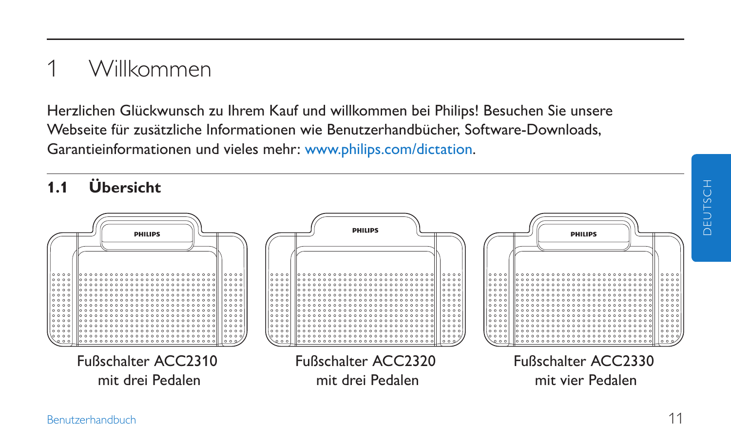# 1 Willkommen

Herzlichen Glückwunsch zu Ihrem Kauf und willkommen bei Philips! Besuchen Sie unsere Webseite für zusätzliche Informationen wie Benutzerhandbücher, Software-Downloads, Garantieinformationen und vieles mehr: www.philips.com/dictation.

## 1.1 Übersicht

Fußschalter ACC2310 mit drei Pedalen

Fußschalter ACC2320 mit drei Pedalen

Fußschalter ACC2330 mit vier Pedalen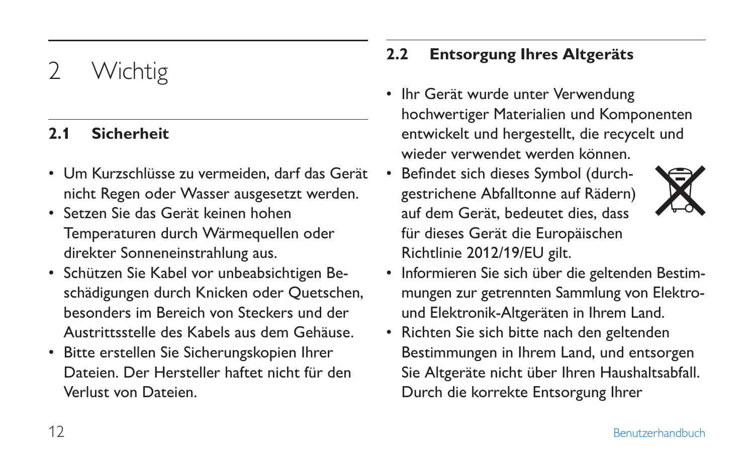# 2 Wichtig

## 2.1 Sicherheit

- Um Kurzschlüsse zu vermeiden, darf das Gerät nicht Regen oder Wasser ausgesetzt werden.
- Setzen Sie das Gerät keinen hohen Temperaturen durch Wärmequellen oder direkter Sonneneinstrahlung aus.
- Schützen Sie Kabel vor unbeabsichtigen Beschädigungen durch Knicken oder Quetschen, besonders im Bereich von Steckers und der Austrittsstelle des Kabels aus dem Gehäuse.
- Bitte erstellen Sie Sicherungskopien Ihrer Dateien. Der Hersteller haftet nicht für den Verlust von Dateien.

## 2.2 Entsorgung Ihres Altgeräts

- Ihr Gerät wurde unter Verwendung hochwertiger Materialien und Komponenten entwickelt und hergestellt, die recycelt und wieder verwendet werden können.
- Befindet sich dieses Symbol (durchgestrichene Abfalltonne auf Rädern) auf dem Gerät, bedeutet dies, dass für dieses Gerät die Europäischen Richtlinie 2012/19/EU gilt.
- Informieren Sie sich über die geltenden Bestimmungen zur getrennten Sammlung von Elektro- und Elektronik-Altgeräten in Ihrem Land.
- Richten Sie sich bitte nach den geltenden Bestimmungen in Ihrem Land, und entsorgen Sie Altgeräte nicht über Ihren Haushaltsabfall. Durch die korrekte Entsorgung Ihrer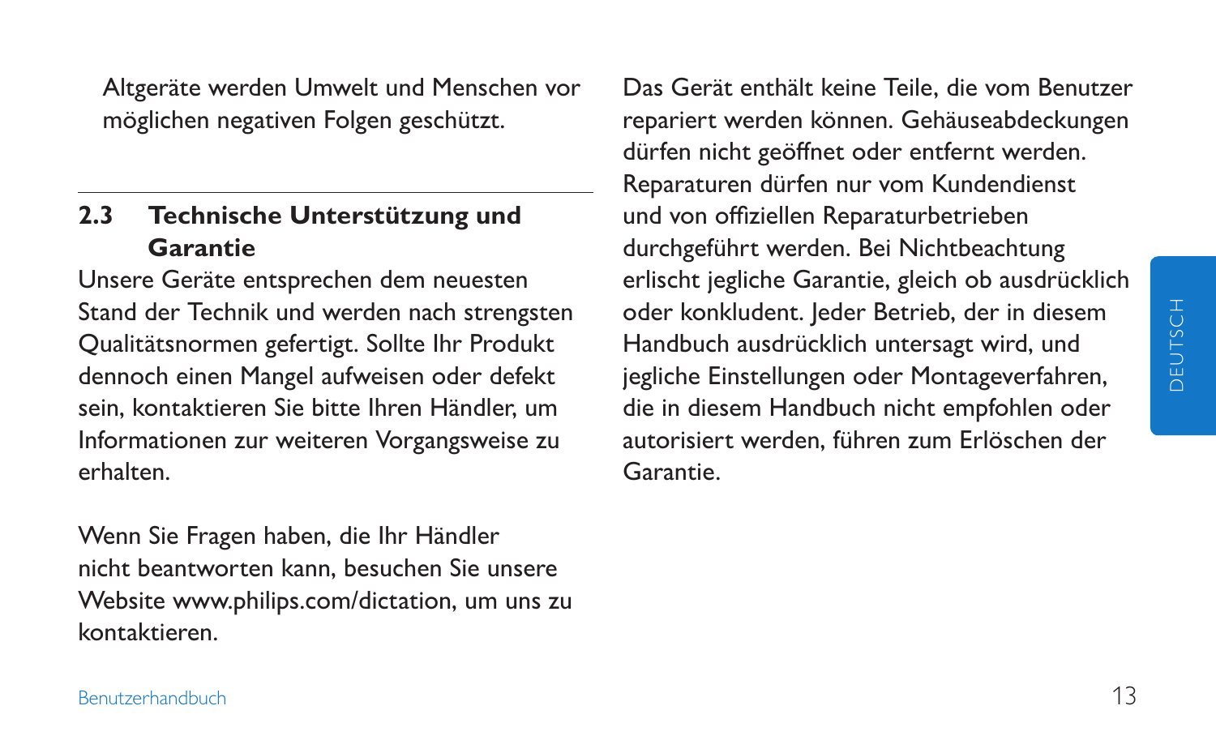Altgeräte werden Umwelt und Menschen vor möglichen negativen Folgen geschützt.

## 2.3 Technische Unterstützung und Garantie

Unsere Geräte entsprechen dem neuesten Stand der Technik und werden nach strengsten Qualitätsnormen gefertigt. Sollte Ihr Produkt dennoch einen Mangel aufweisen oder defekt sein, kontaktieren Sie bitte Ihren Händler, um Informationen zur weiteren Vorgangsweise zu erhalten.

Wenn Sie Fragen haben, die Ihr Händler nicht beantworten kann, besuchen Sie unsere Website www.philips.com/dictation, um uns zu kontaktieren.

Das Gerät enthält keine Teile, die vom Benutzer repariert werden können. Gehäuseabdeckungen dürfen nicht geöffnet oder entfernt werden. Reparaturen dürfen nur vom Kundendienst und von offiziellen Reparaturbetrieben durchgeführt werden. Bei Nichtbeachtung erlischt jegliche Garantie, gleich ob ausdrücklich oder konkludent. Jeder Betrieb, der in diesem Handbuch ausdrücklich untersagt wird, und jegliche Einstellungen oder Montageverfahren, die in diesem Handbuch nicht empfohlen oder autorisiert werden, führen zum Erlöschen der Garantie.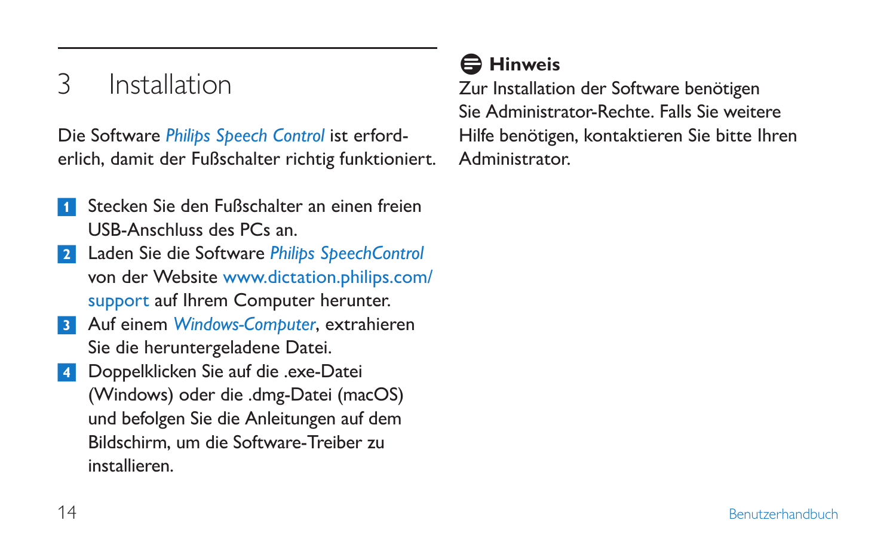# 3 Installation

Die Software *Philips Speech Control* ist erforderlich, damit der Fußschalter richtig funktioniert.

1. Stecken Sie den Fußschalter an einen freien USB-Anschluss des PCs an.
2. Laden Sie die Software *Philips SpeechControl* von der Website www.dictation.philips.com/support auf Ihrem Computer herunter.
3. Auf einem *Windows-Computer*, extrahieren Sie die heruntergeladene Datei.
4. Doppelklicken Sie auf die .exe-Datei (Windows) oder die .dmg-Datei (macOS) und befolgen Sie die Anleitungen auf dem Bildschirm, um die Software-Treiber zu installieren.

**Hinweis**

Zur Installation der Software benötigen Sie Administrator-Rechte. Falls Sie weitere Hilfe benötigen, kontaktieren Sie bitte Ihren Administrator.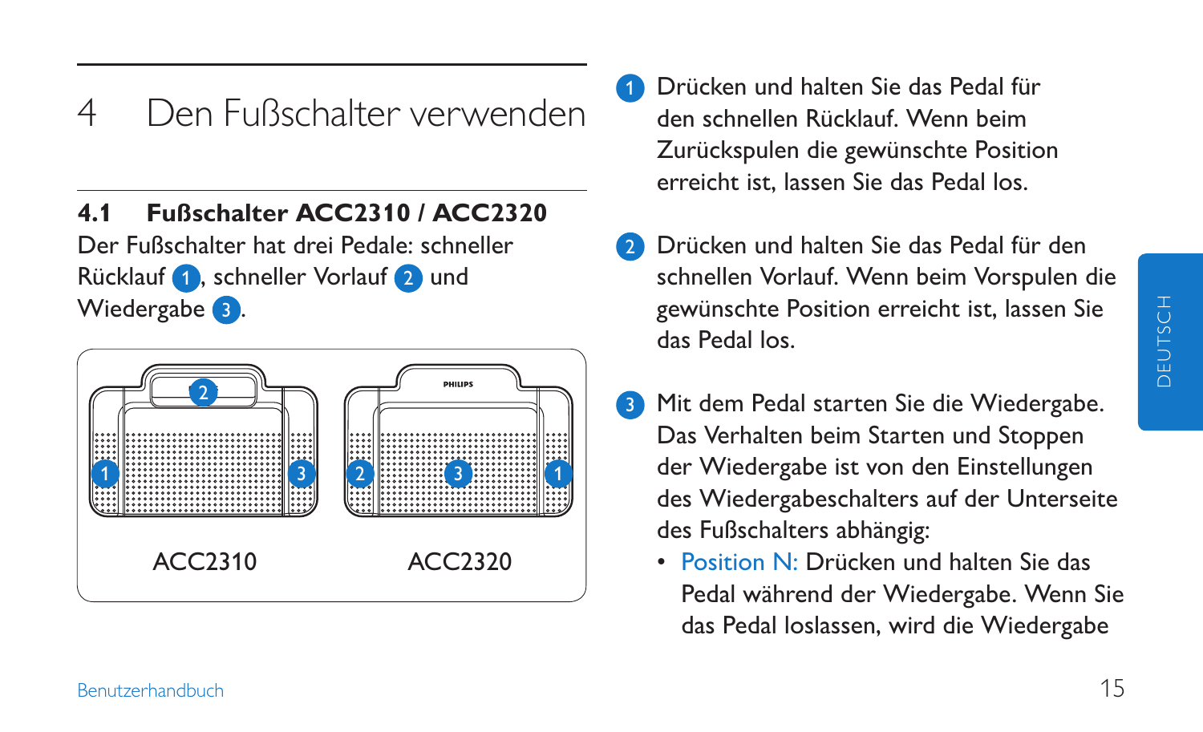# 4 Den Fußschalter verwenden

## 4.1 Fußschalter ACC2310 / ACC2320

Der Fußschalter hat drei Pedale: schneller Rücklauf 1, schneller Vorlauf 2 und Wiedergabe 3.

ACC2310

ACC2320

1. Drücken und halten Sie das Pedal für den schnellen Rücklauf. Wenn beim Zurückspulen die gewünschte Position erreicht ist, lassen Sie das Pedal los.

2. Drücken und halten Sie das Pedal für den schnellen Vorlauf. Wenn beim Vorspulen die gewünschte Position erreicht ist, lassen Sie das Pedal los.

3. Mit dem Pedal starten Sie die Wiedergabe. Das Verhalten beim Starten und Stoppen der Wiedergabe ist von den Einstellungen des Wiedergabeschalters auf der Unterseite des Fußschalters abhängig:
   - Position N: Drücken und halten Sie das Pedal während der Wiedergabe. Wenn Sie das Pedal loslassen, wird die Wiedergabe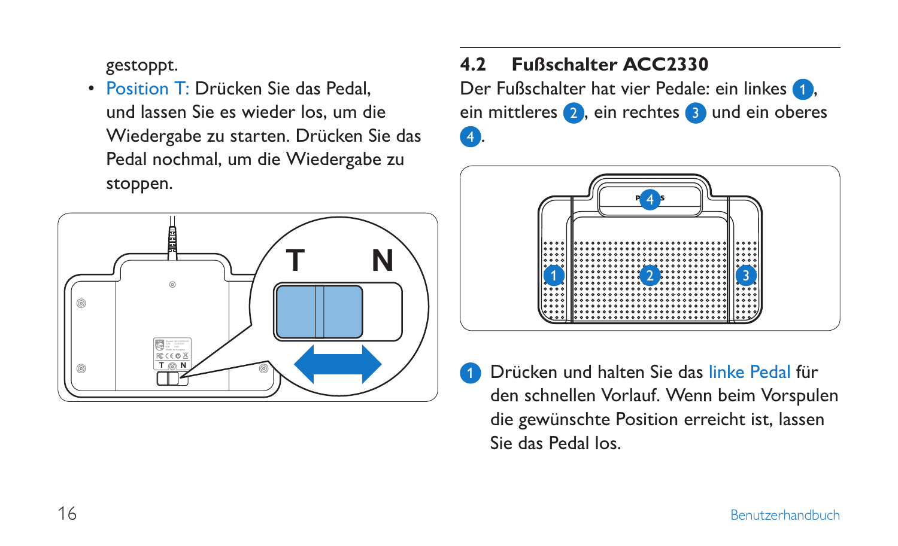gestoppt.

- Position T: Drücken Sie das Pedal, und lassen Sie es wieder los, um die Wiedergabe zu starten. Drücken Sie das Pedal nochmal, um die Wiedergabe zu stoppen.

## 4.2 Fußschalter ACC2330

Der Fußschalter hat vier Pedale: ein linkes 1, ein mittleres 2, ein rechtes 3 und ein oberes 4.

1 Drücken und halten Sie das linke Pedal für den schnellen Vorlauf. Wenn beim Vorspulen die gewünschte Position erreicht ist, lassen Sie das Pedal los.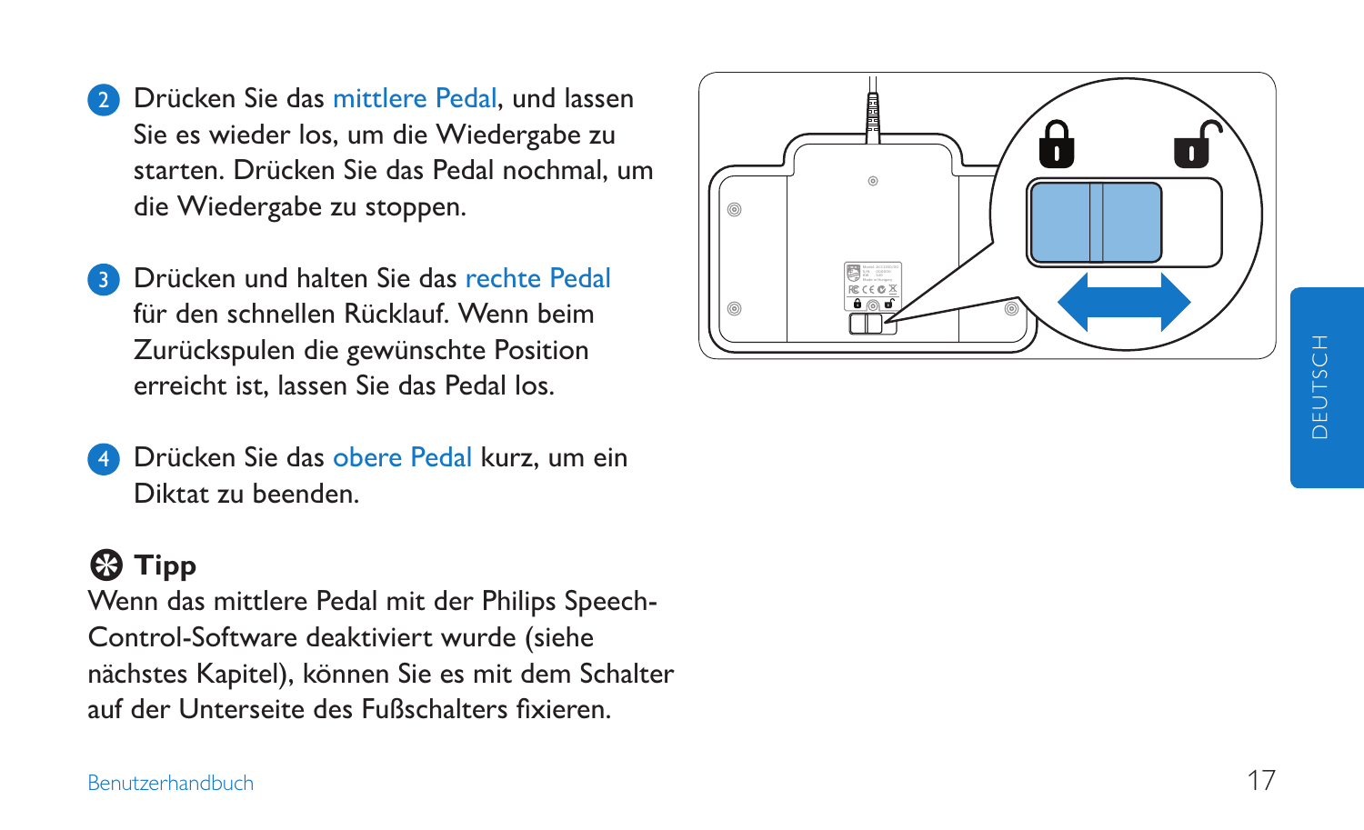2. Drücken Sie das mittlere Pedal, und lassen Sie es wieder los, um die Wiedergabe zu starten. Drücken Sie das Pedal nochmal, um die Wiedergabe zu stoppen.

3. Drücken und halten Sie das rechte Pedal für den schnellen Rücklauf. Wenn beim Zurückspulen die gewünschte Position erreicht ist, lassen Sie das Pedal los.

4. Drücken Sie das obere Pedal kurz, um ein Diktat zu beenden.

### Tipp

Wenn das mittlere Pedal mit der Philips Speech-Control-Software deaktiviert wurde (siehe nächstes Kapitel), können Sie es mit dem Schalter auf der Unterseite des Fußschalters fixieren.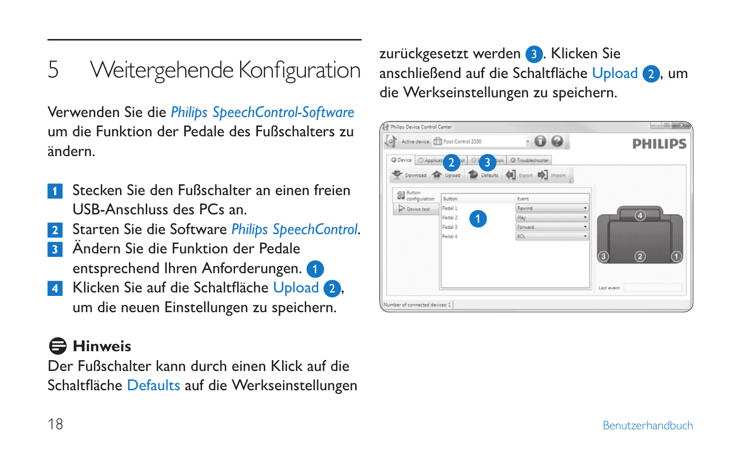# 5 Weitergehende Konfiguration

Verwenden Sie die *Philips SpeechControl-Software* um die Funktion der Pedale des Fußschalters zu ändern.

1. Stecken Sie den Fußschalter an einen freien USB-Anschluss des PCs an.
2. Starten Sie die Software *Philips SpeechControl*.
3. Ändern Sie die Funktion der Pedale entsprechend Ihren Anforderungen. (1)
4. Klicken Sie auf die Schaltfläche Upload (2), um die neuen Einstellungen zu speichern.

**Hinweis**

Der Fußschalter kann durch einen Klick auf die Schaltfläche Defaults auf die Werkseinstellungen zurückgesetzt werden (3). Klicken Sie anschließend auf die Schaltfläche Upload (2), um die Werkseinstellungen zu speichern.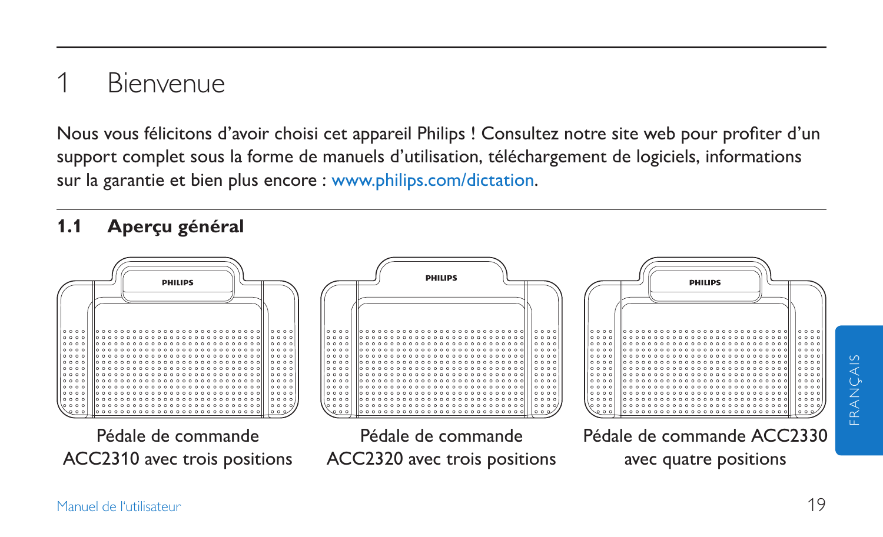# 1 Bienvenue

Nous vous félicitons d'avoir choisi cet appareil Philips ! Consultez notre site web pour profiter d'un support complet sous la forme de manuels d'utilisation, téléchargement de logiciels, informations sur la garantie et bien plus encore : www.philips.com/dictation.

## 1.1 Aperçu général

Pédale de commande ACC2310 avec trois positions

Pédale de commande ACC2320 avec trois positions

Pédale de commande ACC2330 avec quatre positions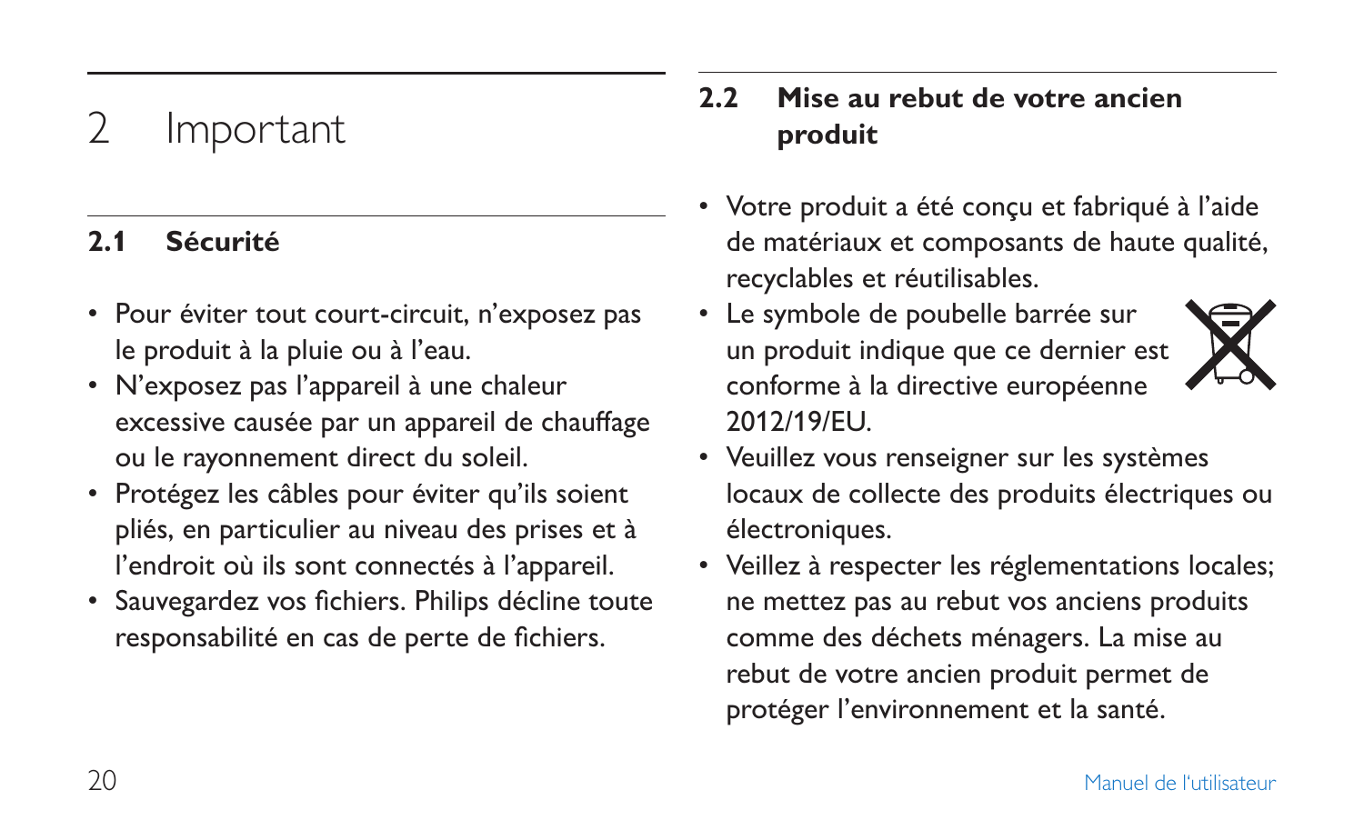# 2 Important

## 2.1 Sécurité

- Pour éviter tout court-circuit, n'exposez pas le produit à la pluie ou à l'eau.
- N'exposez pas l'appareil à une chaleur excessive causée par un appareil de chauffage ou le rayonnement direct du soleil.
- Protégez les câbles pour éviter qu'ils soient pliés, en particulier au niveau des prises et à l'endroit où ils sont connectés à l'appareil.
- Sauvegardez vos fichiers. Philips décline toute responsabilité en cas de perte de fichiers.

## 2.2 Mise au rebut de votre ancien produit

- Votre produit a été conçu et fabriqué à l'aide de matériaux et composants de haute qualité, recyclables et réutilisables.
- Le symbole de poubelle barrée sur un produit indique que ce dernier est conforme à la directive européenne 2012/19/EU.
- Veuillez vous renseigner sur les systèmes locaux de collecte des produits électriques ou électroniques.
- Veillez à respecter les réglementations locales; ne mettez pas au rebut vos anciens produits comme des déchets ménagers. La mise au rebut de votre ancien produit permet de protéger l'environnement et la santé.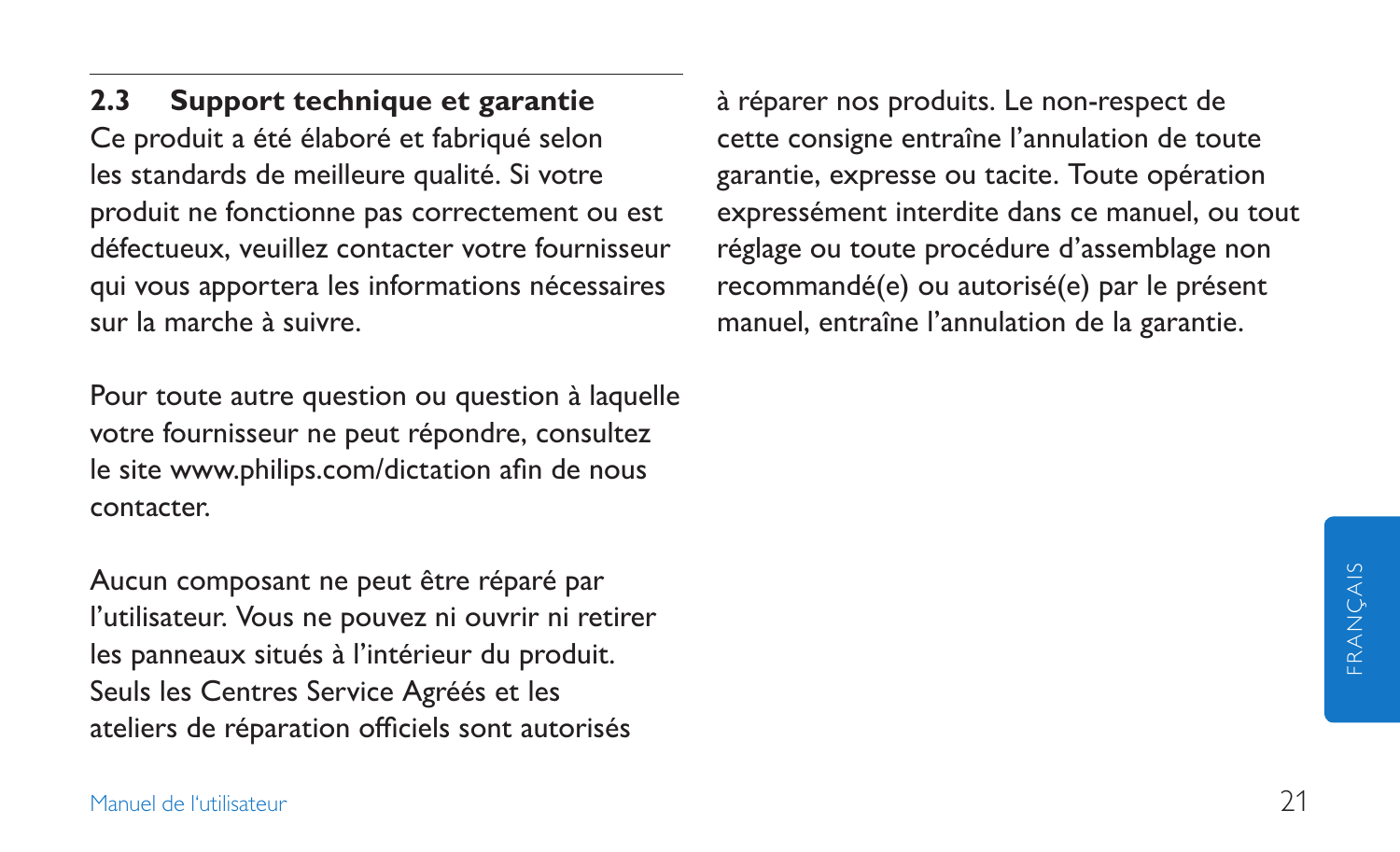## 2.3 Support technique et garantie

Ce produit a été élaboré et fabriqué selon les standards de meilleure qualité. Si votre produit ne fonctionne pas correctement ou est défectueux, veuillez contacter votre fournisseur qui vous apportera les informations nécessaires sur la marche à suivre.

Pour toute autre question ou question à laquelle votre fournisseur ne peut répondre, consultez le site www.philips.com/dictation afin de nous contacter.

Aucun composant ne peut être réparé par l'utilisateur. Vous ne pouvez ni ouvrir ni retirer les panneaux situés à l'intérieur du produit. Seuls les Centres Service Agréés et les ateliers de réparation officiels sont autorisés à réparer nos produits. Le non-respect de cette consigne entraîne l'annulation de toute garantie, expresse ou tacite. Toute opération expressément interdite dans ce manuel, ou tout réglage ou toute procédure d'assemblage non recommandé(e) ou autorisé(e) par le présent manuel, entraîne l'annulation de la garantie.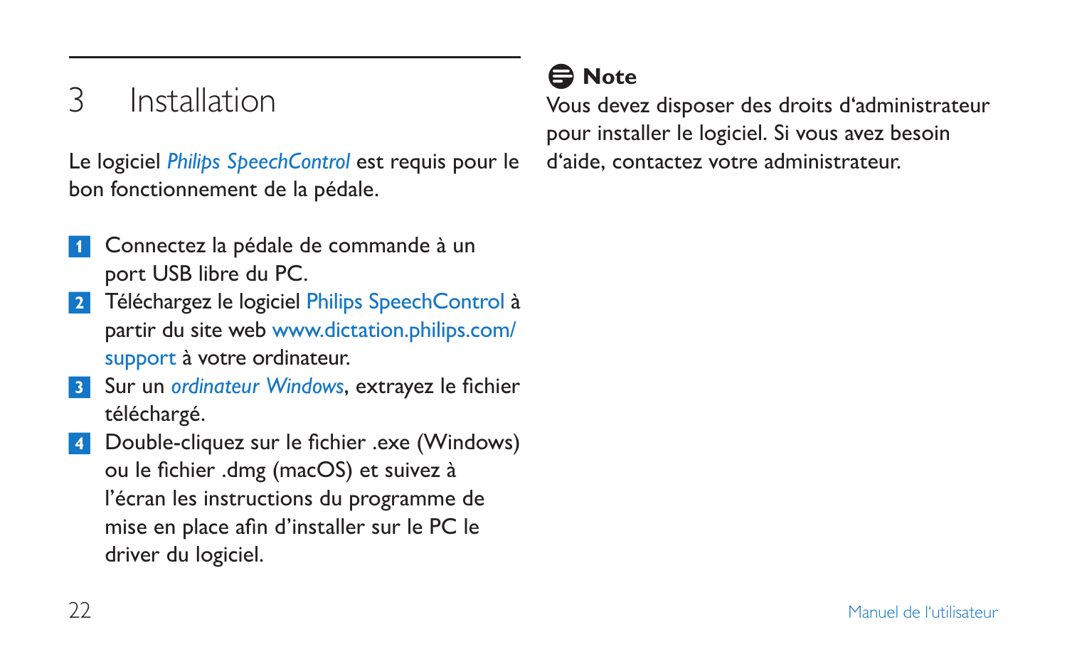# 3 Installation

Le logiciel *Philips SpeechControl* est requis pour le bon fonctionnement de la pédale.

1. Connectez la pédale de commande à un port USB libre du PC.
2. Téléchargez le logiciel Philips SpeechControl à partir du site web www.dictation.philips.com/support à votre ordinateur.
3. Sur un *ordinateur Windows*, extrayez le fichier téléchargé.
4. Double-cliquez sur le fichier .exe (Windows) ou le fichier .dmg (macOS) et suivez à l'écran les instructions du programme de mise en place afin d'installer sur le PC le driver du logiciel.

**Note**

Vous devez disposer des droits d'administrateur pour installer le logiciel. Si vous avez besoin d'aide, contactez votre administrateur.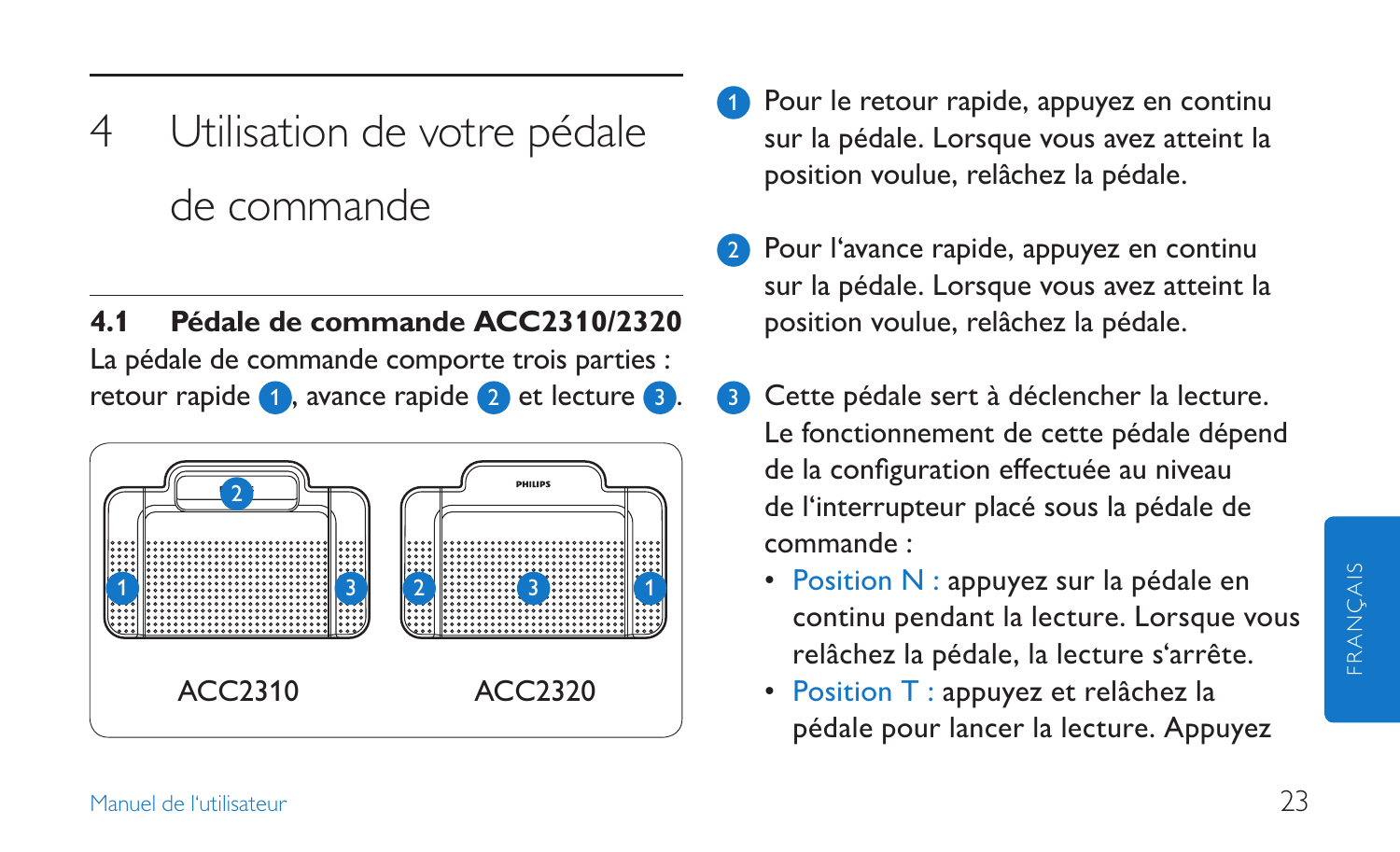# 4 Utilisation de votre pédale de commande

## 4.1 Pédale de commande ACC2310/2320

La pédale de commande comporte trois parties : retour rapide 1, avance rapide 2 et lecture 3.

ACC2310 ACC2320

1. Pour le retour rapide, appuyez en continu sur la pédale. Lorsque vous avez atteint la position voulue, relâchez la pédale.
2. Pour l'avance rapide, appuyez en continu sur la pédale. Lorsque vous avez atteint la position voulue, relâchez la pédale.
3. Cette pédale sert à déclencher la lecture. Le fonctionnement de cette pédale dépend de la configuration effectuée au niveau de l'interrupteur placé sous la pédale de commande :
   - Position N : appuyez sur la pédale en continu pendant la lecture. Lorsque vous relâchez la pédale, la lecture s'arrête.
   - Position T : appuyez et relâchez la pédale pour lancer la lecture. Appuyez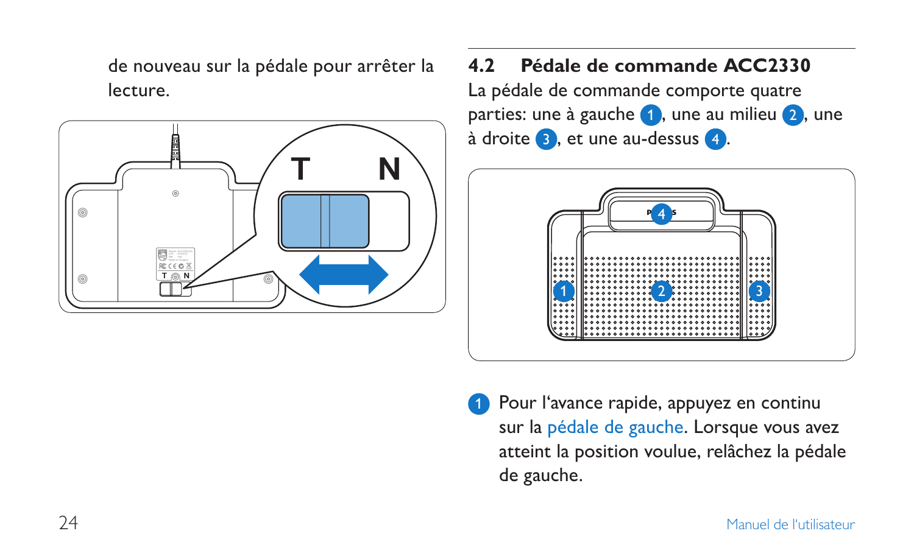de nouveau sur la pédale pour arrêter la lecture.

## 4.2 Pédale de commande ACC2330

La pédale de commande comporte quatre parties: une à gauche 1, une au milieu 2, une à droite 3, et une au-dessus 4.

1. Pour l'avance rapide, appuyez en continu sur la pédale de gauche. Lorsque vous avez atteint la position voulue, relâchez la pédale de gauche.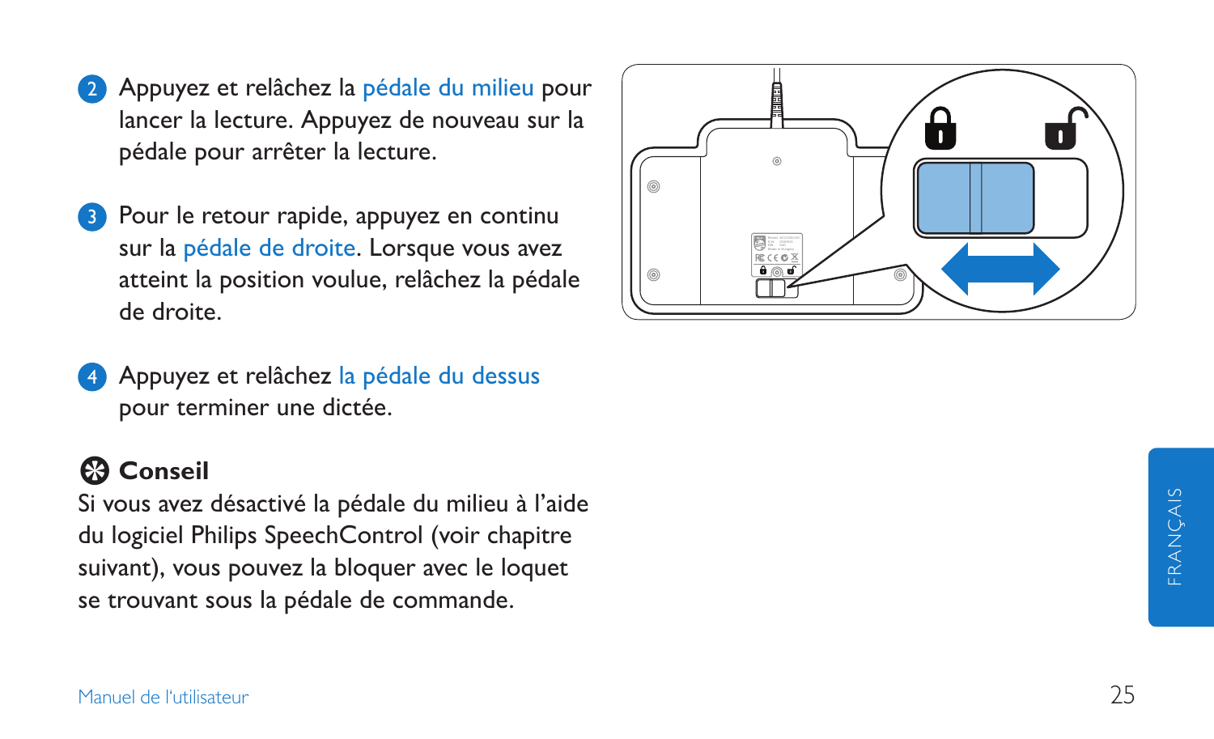2. Appuyez et relâchez la pédale du milieu pour lancer la lecture. Appuyez de nouveau sur la pédale pour arrêter la lecture.

3. Pour le retour rapide, appuyez en continu sur la pédale de droite. Lorsque vous avez atteint la position voulue, relâchez la pédale de droite.

4. Appuyez et relâchez la pédale du dessus pour terminer une dictée.

## Conseil

Si vous avez désactivé la pédale du milieu à l'aide du logiciel Philips SpeechControl (voir chapitre suivant), vous pouvez la bloquer avec le loquet se trouvant sous la pédale de commande.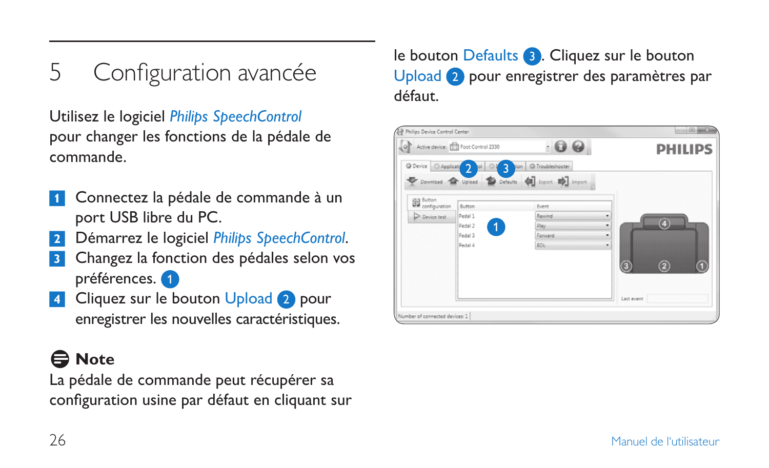# 5 Configuration avancée

Utilisez le logiciel *Philips SpeechControl* pour changer les fonctions de la pédale de commande.

1. Connectez la pédale de commande à un port USB libre du PC.
2. Démarrez le logiciel *Philips SpeechControl*.
3. Changez la fonction des pédales selon vos préférences. 1
4. Cliquez sur le bouton Upload 2 pour enregistrer les nouvelles caractéristiques.

**Note**

La pédale de commande peut récupérer sa configuration usine par défaut en cliquant sur le bouton Defaults 3. Cliquez sur le bouton Upload 2 pour enregistrer des paramètres par défaut.

Manuel de l'utilisateur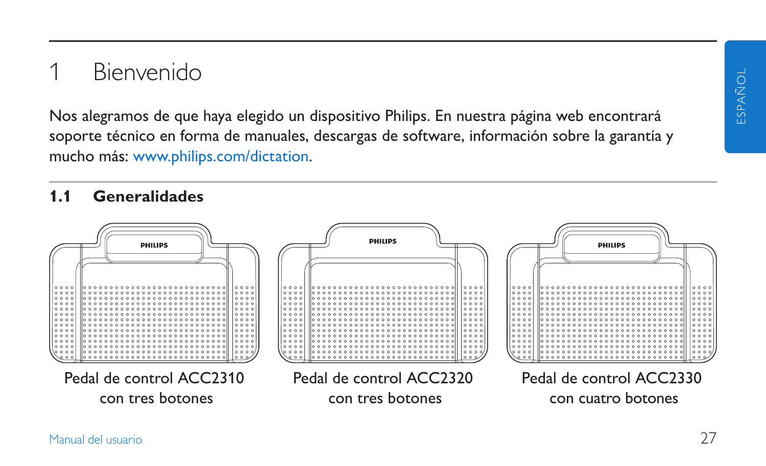# 1 Bienvenido

Nos alegramos de que haya elegido un dispositivo Philips. En nuestra página web encontrará soporte técnico en forma de manuales, descargas de software, información sobre la garantía y mucho más: www.philips.com/dictation.

## 1.1 Generalidades

Pedal de control ACC2310 con tres botones

Pedal de control ACC2320 con tres botones

Pedal de control ACC2330 con cuatro botones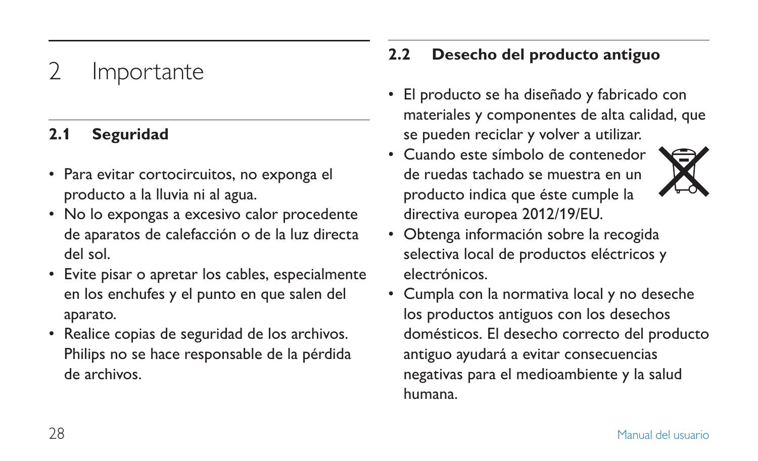# 2 Importante

## 2.1 Seguridad

- Para evitar cortocircuitos, no exponga el producto a la lluvia ni al agua.
- No lo expongas a excesivo calor procedente de aparatos de calefacción o de la luz directa del sol.
- Evite pisar o apretar los cables, especialmente en los enchufes y el punto en que salen del aparato.
- Realice copias de seguridad de los archivos. Philips no se hace responsable de la pérdida de archivos.

## 2.2 Desecho del producto antiguo

- El producto se ha diseñado y fabricado con materiales y componentes de alta calidad, que se pueden reciclar y volver a utilizar.
- Cuando este símbolo de contenedor de ruedas tachado se muestra en un producto indica que éste cumple la directiva europea 2012/19/EU.
- Obtenga información sobre la recogida selectiva local de productos eléctricos y electrónicos.
- Cumpla con la normativa local y no deseche los productos antiguos con los desechos domésticos. El desecho correcto del producto antiguo ayudará a evitar consecuencias negativas para el medioambiente y la salud humana.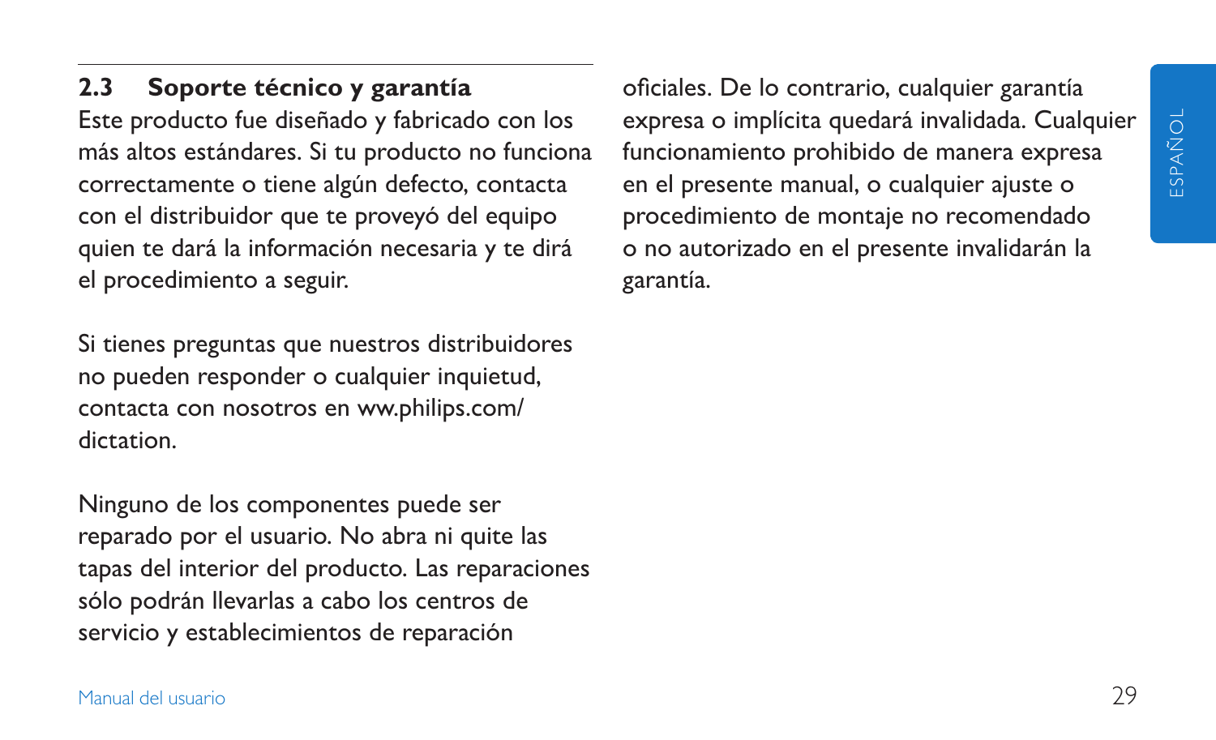## 2.3 Soporte técnico y garantía

Este producto fue diseñado y fabricado con los más altos estándares. Si tu producto no funciona correctamente o tiene algún defecto, contacta con el distribuidor que te proveyó del equipo quien te dará la información necesaria y te dirá el procedimiento a seguir.

Si tienes preguntas que nuestros distribuidores no pueden responder o cualquier inquietud, contacta con nosotros en ww.philips.com/dictation.

Ninguno de los componentes puede ser reparado por el usuario. No abra ni quite las tapas del interior del producto. Las reparaciones sólo podrán llevarlas a cabo los centros de servicio y establecimientos de reparación oficiales. De lo contrario, cualquier garantía expresa o implícita quedará invalidada. Cualquier funcionamiento prohibido de manera expresa en el presente manual, o cualquier ajuste o procedimiento de montaje no recomendado o no autorizado en el presente invalidarán la garantía.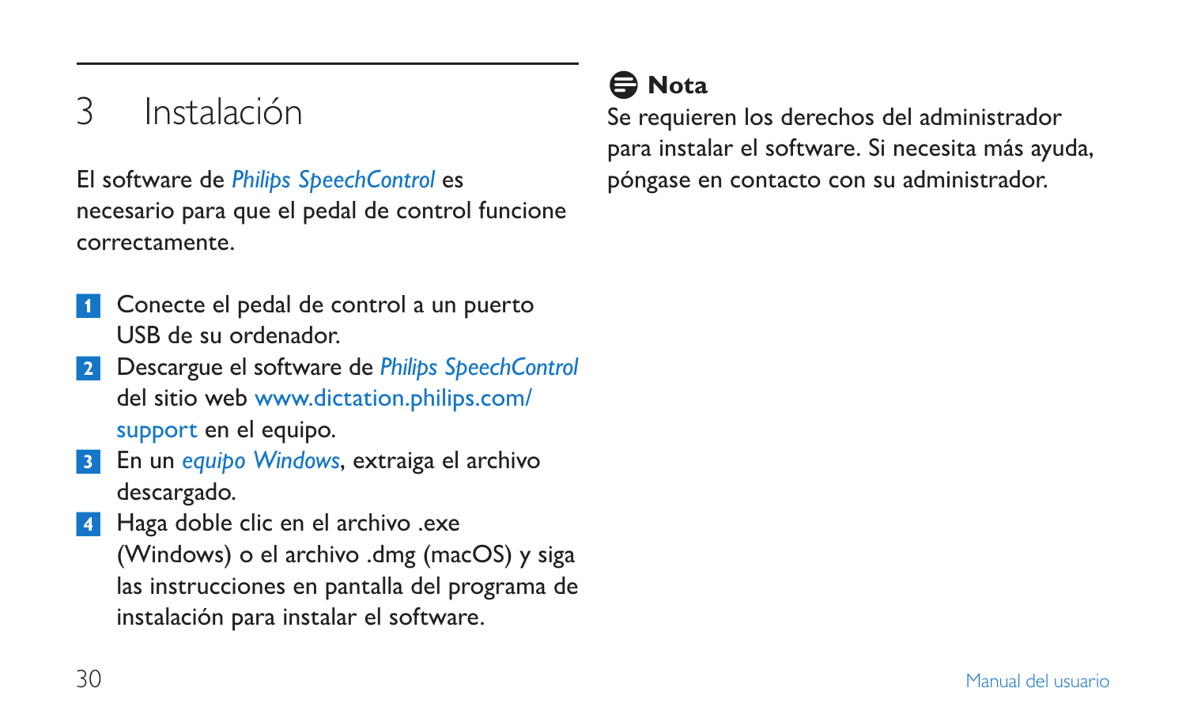# 3 Instalación

El software de *Philips SpeechControl* es necesario para que el pedal de control funcione correctamente.

1. Conecte el pedal de control a un puerto USB de su ordenador.
2. Descargue el software de *Philips SpeechControl* del sitio web www.dictation.philips.com/support en el equipo.
3. En un *equipo Windows*, extraiga el archivo descargado.
4. Haga doble clic en el archivo .exe (Windows) o el archivo .dmg (macOS) y siga las instrucciones en pantalla del programa de instalación para instalar el software.

**Nota**

Se requieren los derechos del administrador para instalar el software. Si necesita más ayuda, póngase en contacto con su administrador.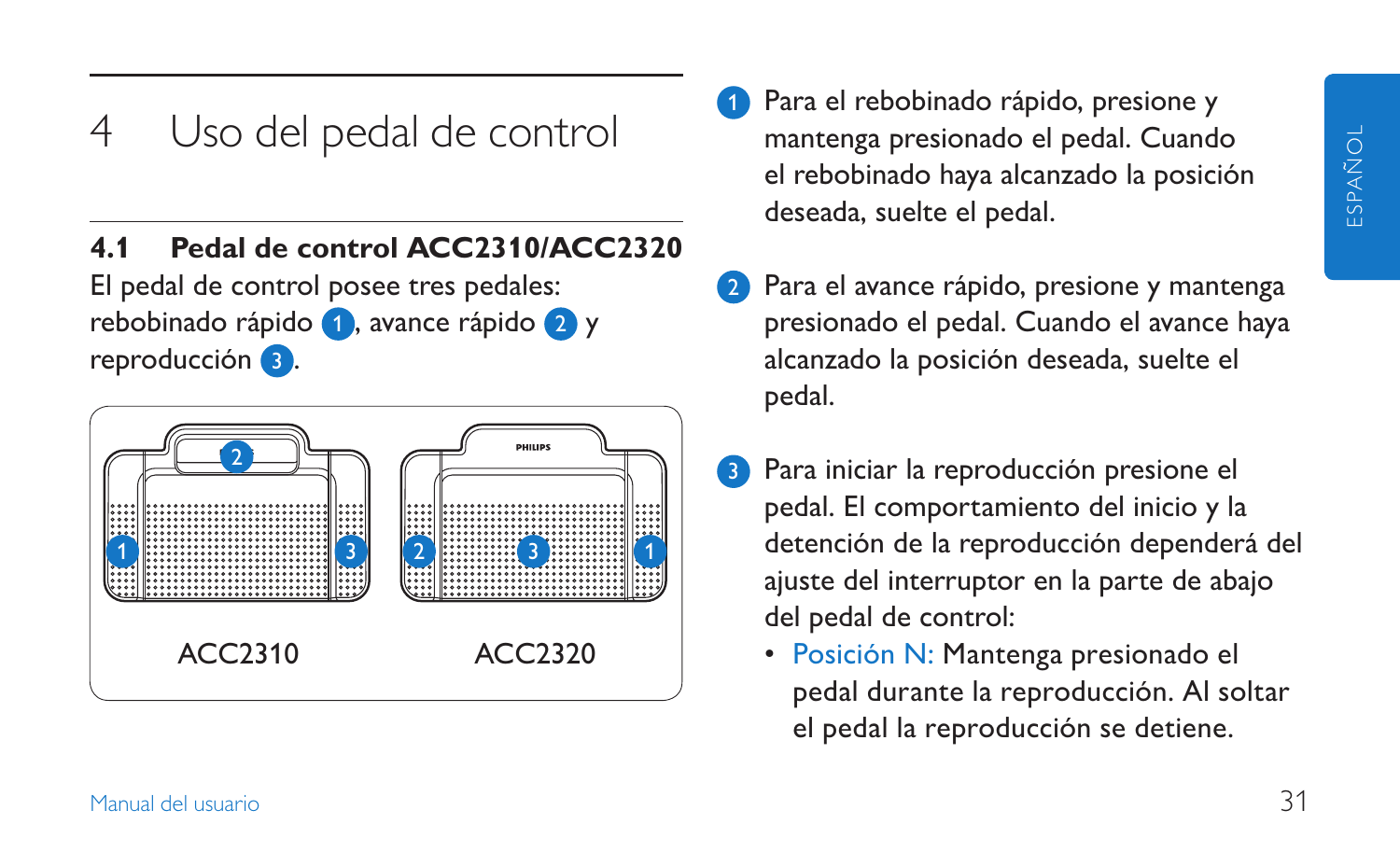# 4 Uso del pedal de control

## 4.1 Pedal de control ACC2310/ACC2320

El pedal de control posee tres pedales: rebobinado rápido (1), avance rápido (2) y reproducción (3).

ACC2310 ACC2320

1. Para el rebobinado rápido, presione y mantenga presionado el pedal. Cuando el rebobinado haya alcanzado la posición deseada, suelte el pedal.

2. Para el avance rápido, presione y mantenga presionado el pedal. Cuando el avance haya alcanzado la posición deseada, suelte el pedal.

3. Para iniciar la reproducción presione el pedal. El comportamiento del inicio y la detención de la reproducción dependerá del ajuste del interruptor en la parte de abajo del pedal de control:
   - Posición N: Mantenga presionado el pedal durante la reproducción. Al soltar el pedal la reproducción se detiene.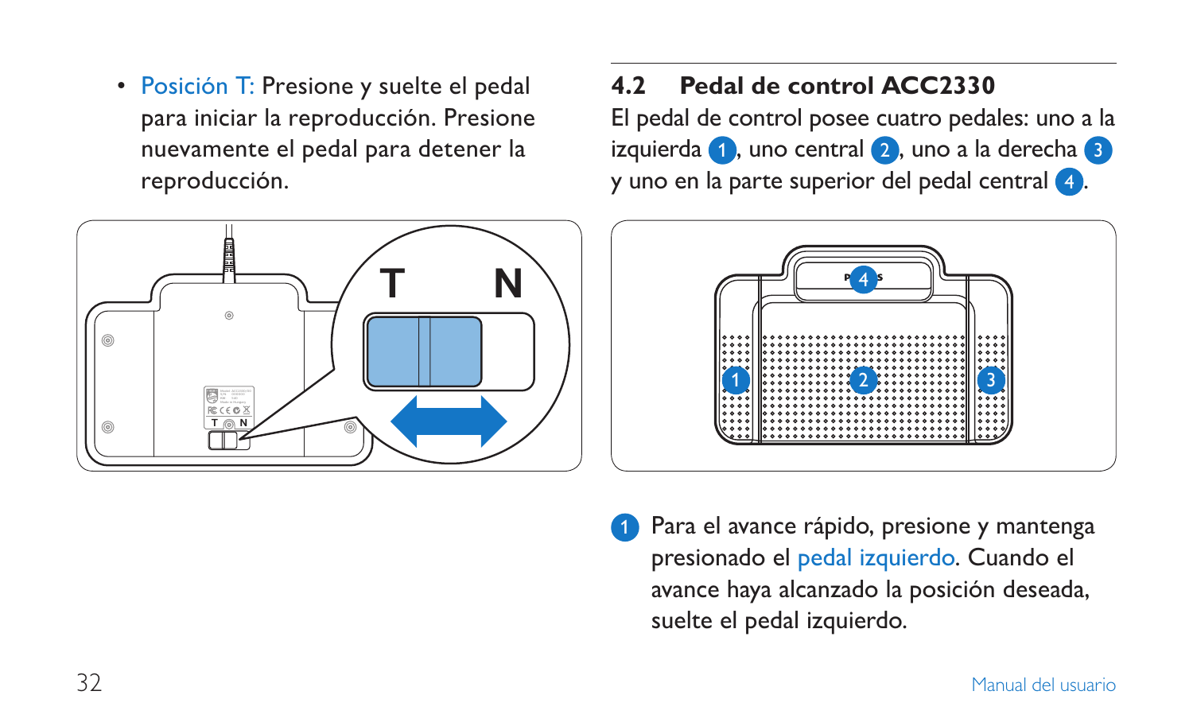- Posición T: Presione y suelte el pedal para iniciar la reproducción. Presione nuevamente el pedal para detener la reproducción.

## 4.2 Pedal de control ACC2330

El pedal de control posee cuatro pedales: uno a la izquierda 1, uno central 2, uno a la derecha 3 y uno en la parte superior del pedal central 4.

1 Para el avance rápido, presione y mantenga presionado el pedal izquierdo. Cuando el avance haya alcanzado la posición deseada, suelte el pedal izquierdo.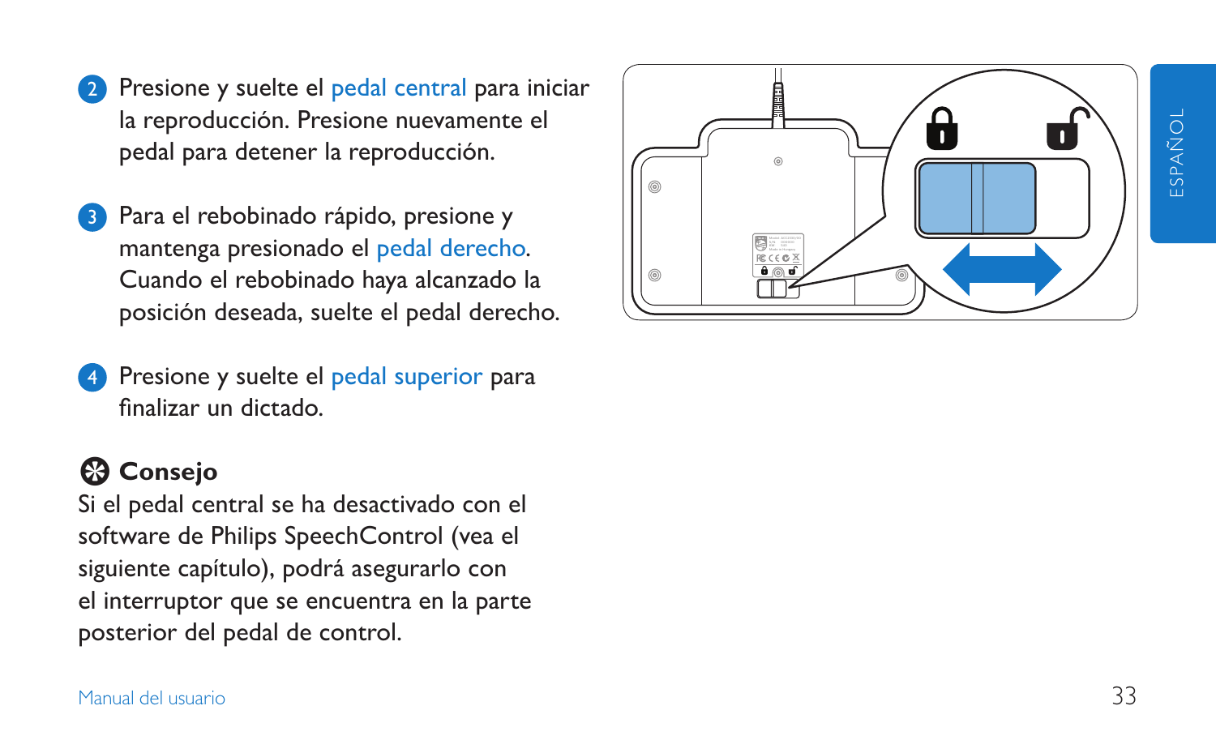2. Presione y suelte el pedal central para iniciar la reproducción. Presione nuevamente el pedal para detener la reproducción.

3. Para el rebobinado rápido, presione y mantenga presionado el pedal derecho. Cuando el rebobinado haya alcanzado la posición deseada, suelte el pedal derecho.

4. Presione y suelte el pedal superior para finalizar un dictado.

**Consejo**

Si el pedal central se ha desactivado con el software de Philips SpeechControl (vea el siguiente capítulo), podrá asegurarlo con el interruptor que se encuentra en la parte posterior del pedal de control.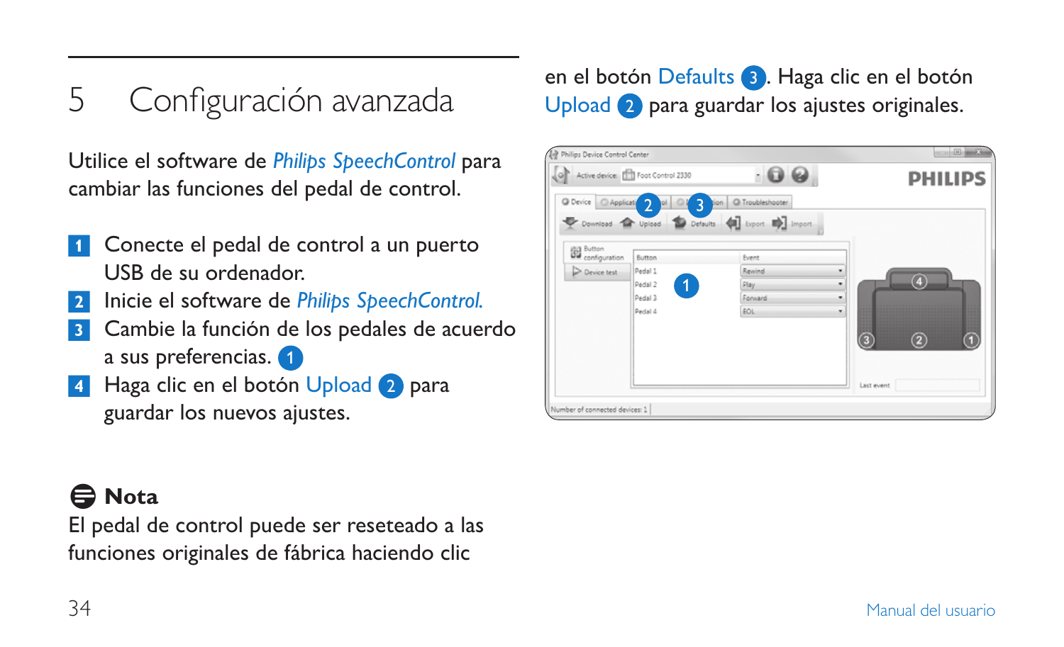# 5 Configuración avanzada

Utilice el software de *Philips SpeechControl* para cambiar las funciones del pedal de control.

1. Conecte el pedal de control a un puerto USB de su ordenador.
2. Inicie el software de *Philips SpeechControl.*
3. Cambie la función de los pedales de acuerdo a sus preferencias. 1
4. Haga clic en el botón Upload 2 para guardar los nuevos ajustes.

**Nota**

El pedal de control puede ser reseteado a las funciones originales de fábrica haciendo clic en el botón Defaults 3. Haga clic en el botón Upload 2 para guardar los ajustes originales.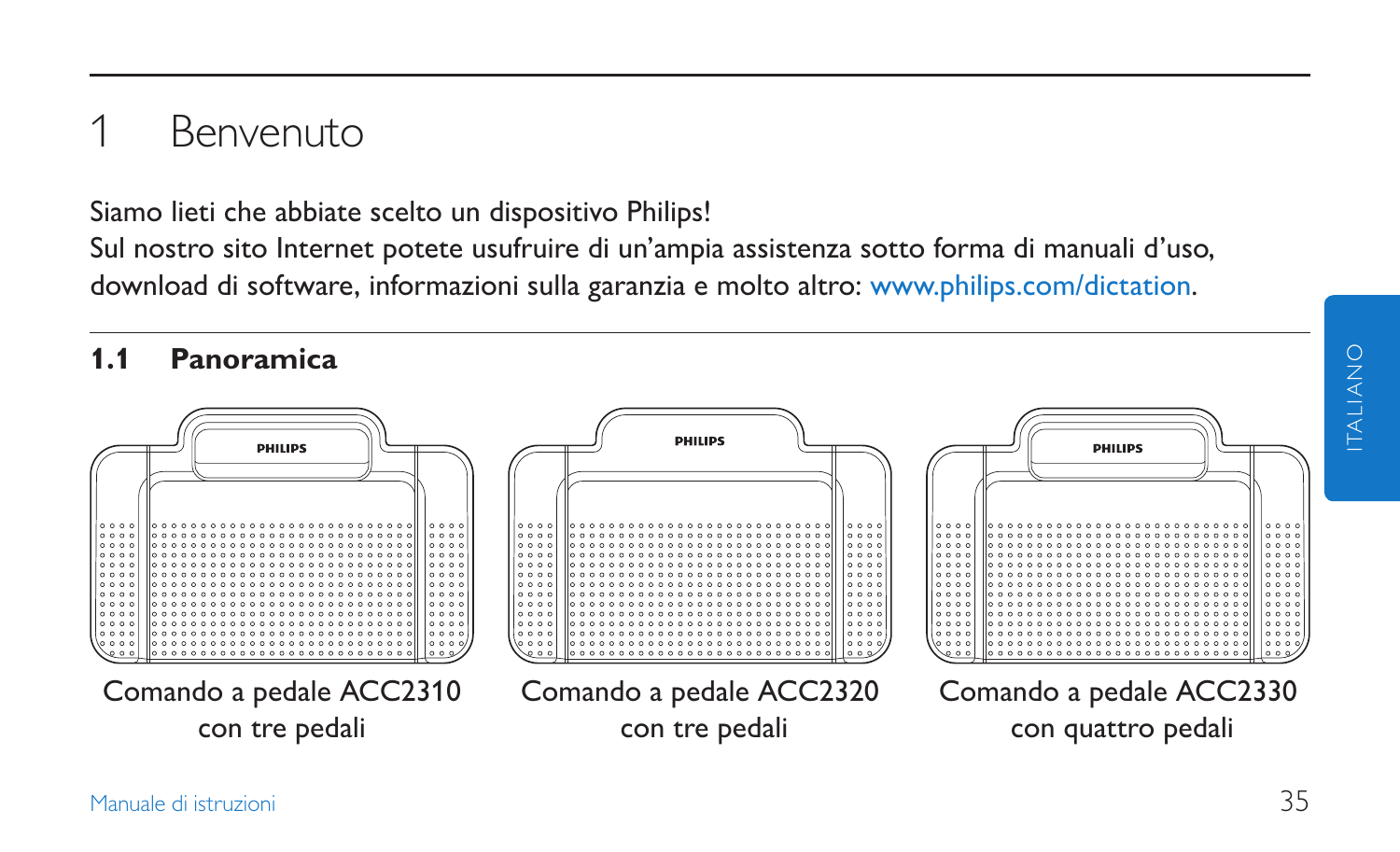# 1 Benvenuto

Siamo lieti che abbiate scelto un dispositivo Philips!
Sul nostro sito Internet potete usufruire di un'ampia assistenza sotto forma di manuali d'uso, download di software, informazioni sulla garanzia e molto altro: www.philips.com/dictation.

## 1.1 Panoramica

Comando a pedale ACC2310 con tre pedali

Comando a pedale ACC2320 con tre pedali

Comando a pedale ACC2330 con quattro pedali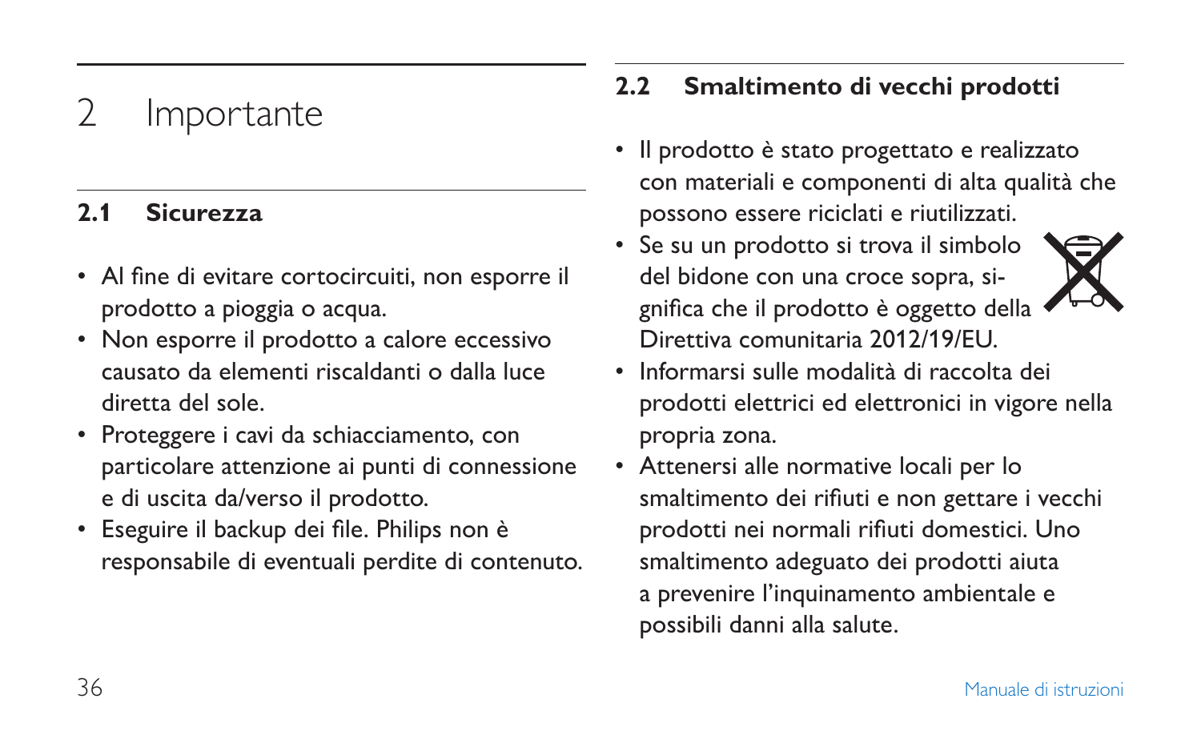# 2 Importante

## 2.1 Sicurezza

- Al fine di evitare cortocircuiti, non esporre il prodotto a pioggia o acqua.
- Non esporre il prodotto a calore eccessivo causato da elementi riscaldanti o dalla luce diretta del sole.
- Proteggere i cavi da schiacciamento, con particolare attenzione ai punti di connessione e di uscita da/verso il prodotto.
- Eseguire il backup dei file. Philips non è responsabile di eventuali perdite di contenuto.

## 2.2 Smaltimento di vecchi prodotti

- Il prodotto è stato progettato e realizzato con materiali e componenti di alta qualità che possono essere riciclati e riutilizzati.
- Se su un prodotto si trova il simbolo del bidone con una croce sopra, significa che il prodotto è oggetto della Direttiva comunitaria 2012/19/EU.
- Informarsi sulle modalità di raccolta dei prodotti elettrici ed elettronici in vigore nella propria zona.
- Attenersi alle normative locali per lo smaltimento dei rifiuti e non gettare i vecchi prodotti nei normali rifiuti domestici. Uno smaltimento adeguato dei prodotti aiuta a prevenire l'inquinamento ambientale e possibili danni alla salute.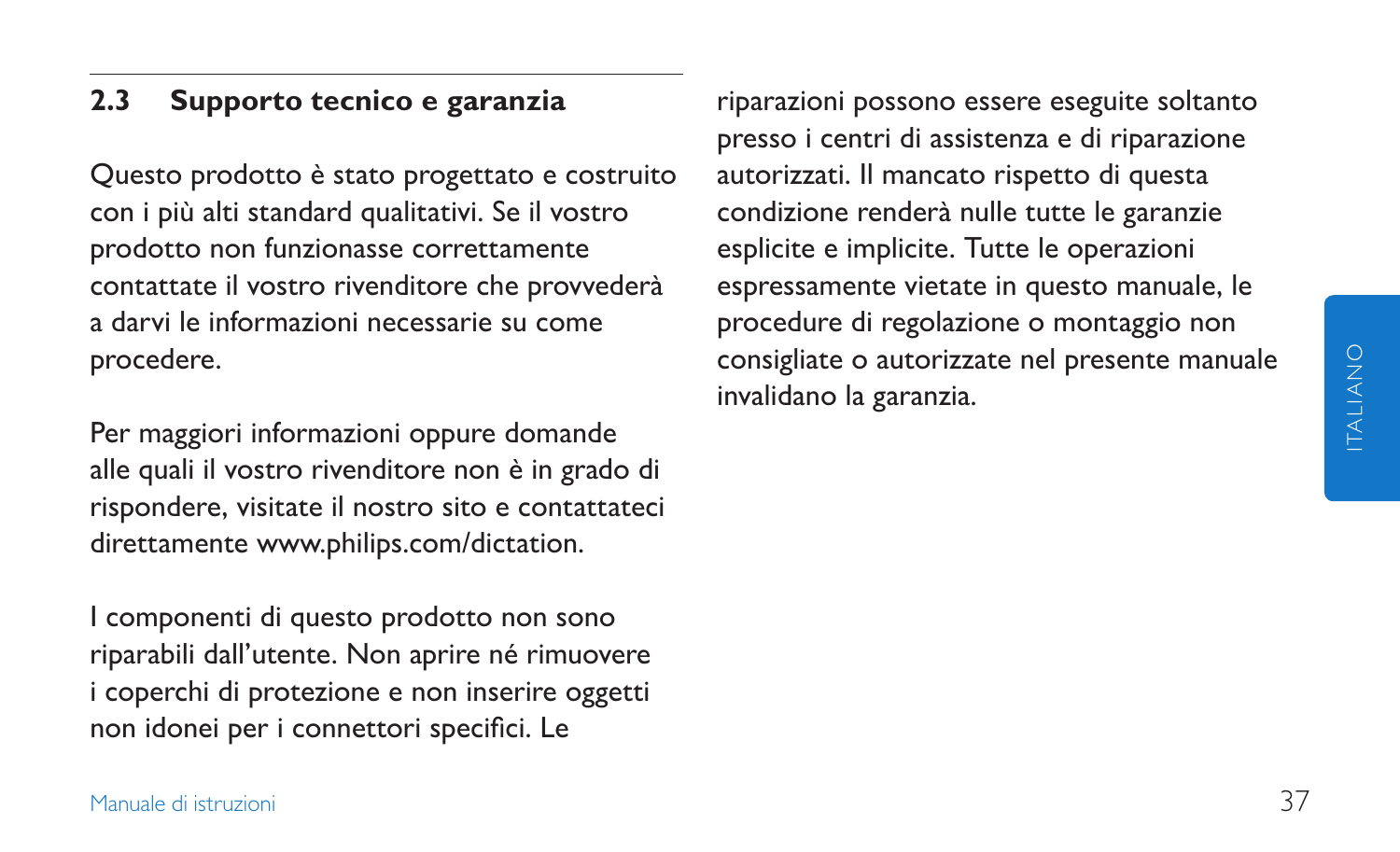## 2.3 Supporto tecnico e garanzia

Questo prodotto è stato progettato e costruito con i più alti standard qualitativi. Se il vostro prodotto non funzionasse correttamente contattate il vostro rivenditore che provvederà a darvi le informazioni necessarie su come procedere.

Per maggiori informazioni oppure domande alle quali il vostro rivenditore non è in grado di rispondere, visitate il nostro sito e contattateci direttamente www.philips.com/dictation.

I componenti di questo prodotto non sono riparabili dall'utente. Non aprire né rimuovere i coperchi di protezione e non inserire oggetti non idonei per i connettori specifici. Le riparazioni possono essere eseguite soltanto presso i centri di assistenza e di riparazione autorizzati. Il mancato rispetto di questa condizione renderà nulle tutte le garanzie esplicite e implicite. Tutte le operazioni espressamente vietate in questo manuale, le procedure di regolazione o montaggio non consigliate o autorizzate nel presente manuale invalidano la garanzia.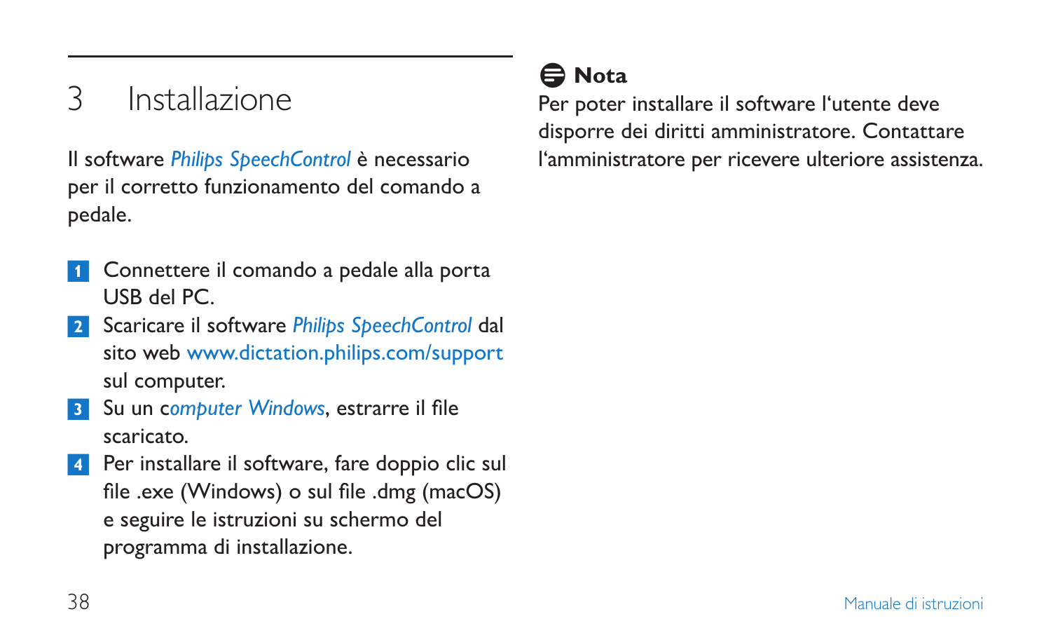# 3 Installazione

Il software *Philips SpeechControl* è necessario per il corretto funzionamento del comando a pedale.

1. Connettere il comando a pedale alla porta USB del PC.
2. Scaricare il software *Philips SpeechControl* dal sito web www.dictation.philips.com/support sul computer.
3. Su un c*omputer Windows*, estrarre il file scaricato.
4. Per installare il software, fare doppio clic sul file .exe (Windows) o sul file .dmg (macOS) e seguire le istruzioni su schermo del programma di installazione.

**Nota**

Per poter installare il software l'utente deve disporre dei diritti amministratore. Contattare l'amministratore per ricevere ulteriore assistenza.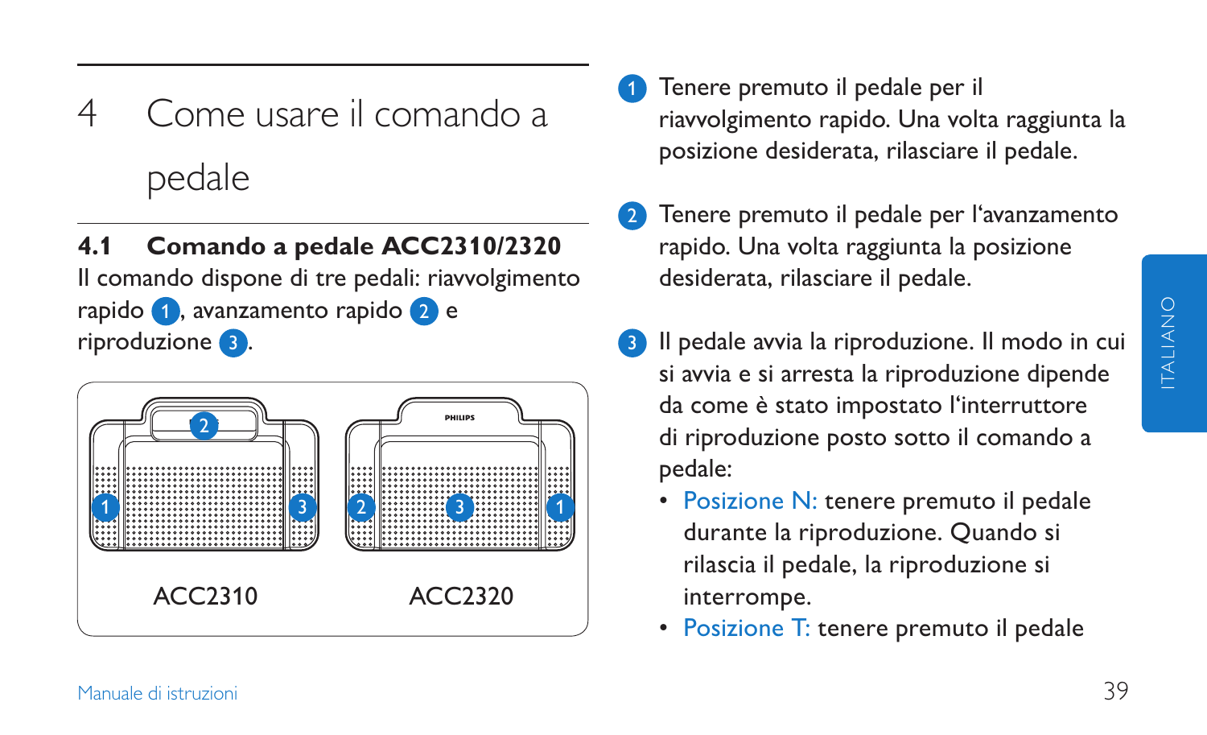# 4 Come usare il comando a pedale

## 4.1 Comando a pedale ACC2310/2320

Il comando dispone di tre pedali: riavvolgimento rapido 1, avanzamento rapido 2 e riproduzione 3.

ACC2310 ACC2320

1. Tenere premuto il pedale per il riavvolgimento rapido. Una volta raggiunta la posizione desiderata, rilasciare il pedale.
2. Tenere premuto il pedale per l'avanzamento rapido. Una volta raggiunta la posizione desiderata, rilasciare il pedale.
3. Il pedale avvia la riproduzione. Il modo in cui si avvia e si arresta la riproduzione dipende da come è stato impostato l'interruttore di riproduzione posto sotto il comando a pedale:
   - Posizione N: tenere premuto il pedale durante la riproduzione. Quando si rilascia il pedale, la riproduzione si interrompe.
   - Posizione T: tenere premuto il pedale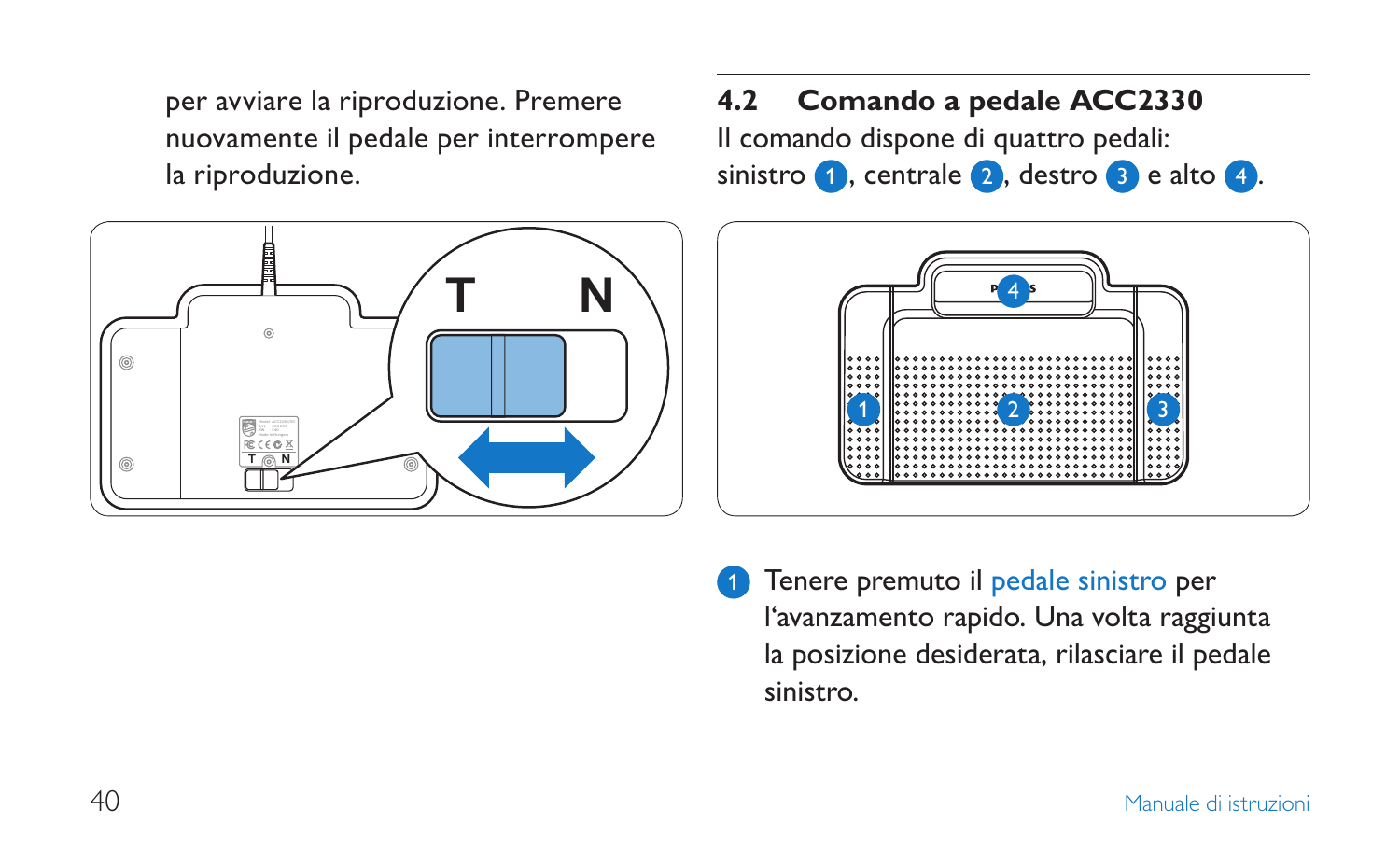per avviare la riproduzione. Premere nuovamente il pedale per interrompere la riproduzione.

## 4.2 Comando a pedale ACC2330

Il comando dispone di quattro pedali: sinistro 1, centrale 2, destro 3 e alto 4.

1 Tenere premuto il pedale sinistro per l'avanzamento rapido. Una volta raggiunta la posizione desiderata, rilasciare il pedale sinistro.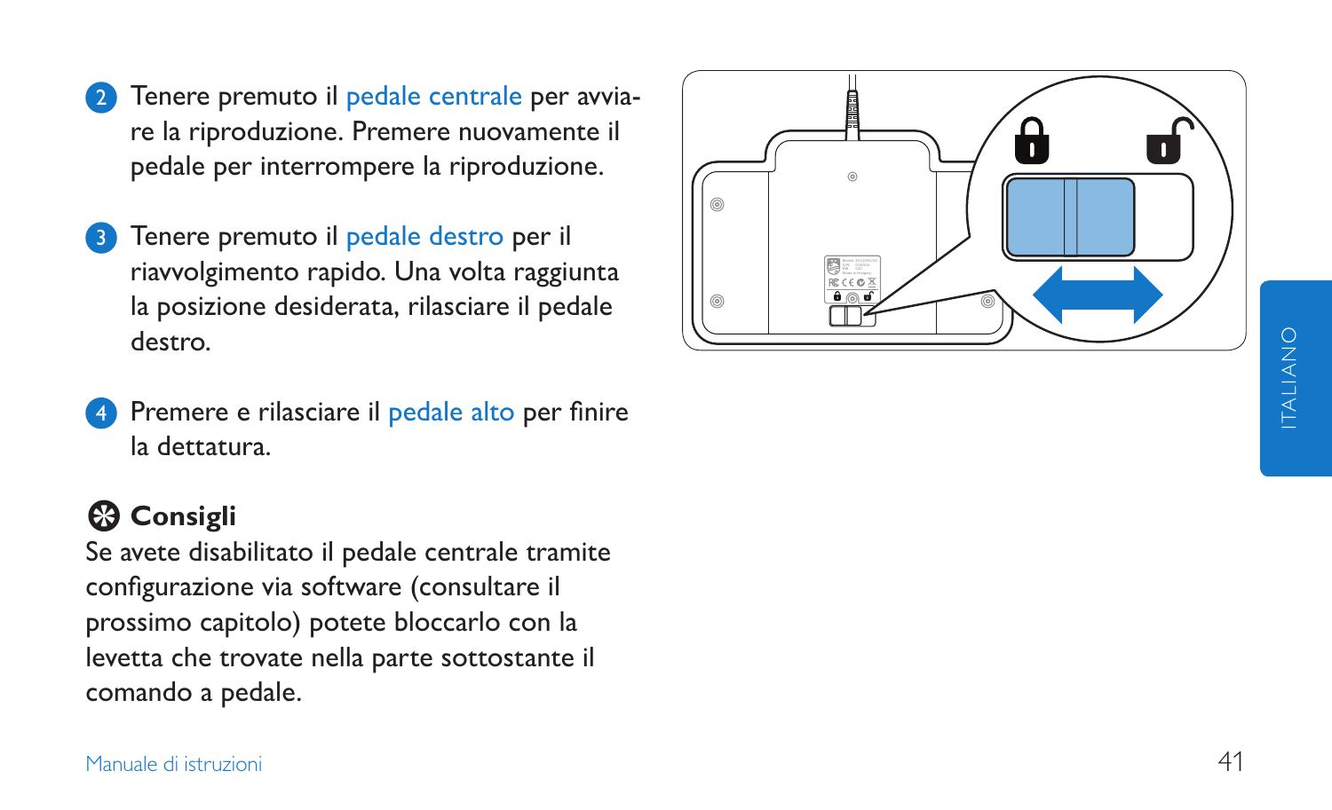2. Tenere premuto il pedale centrale per avviare la riproduzione. Premere nuovamente il pedale per interrompere la riproduzione.
3. Tenere premuto il pedale destro per il riavvolgimento rapido. Una volta raggiunta la posizione desiderata, rilasciare il pedale destro.
4. Premere e rilasciare il pedale alto per finire la dettatura.

## Consigli

Se avete disabilitato il pedale centrale tramite configurazione via software (consultare il prossimo capitolo) potete bloccarlo con la levetta che trovate nella parte sottostante il comando a pedale.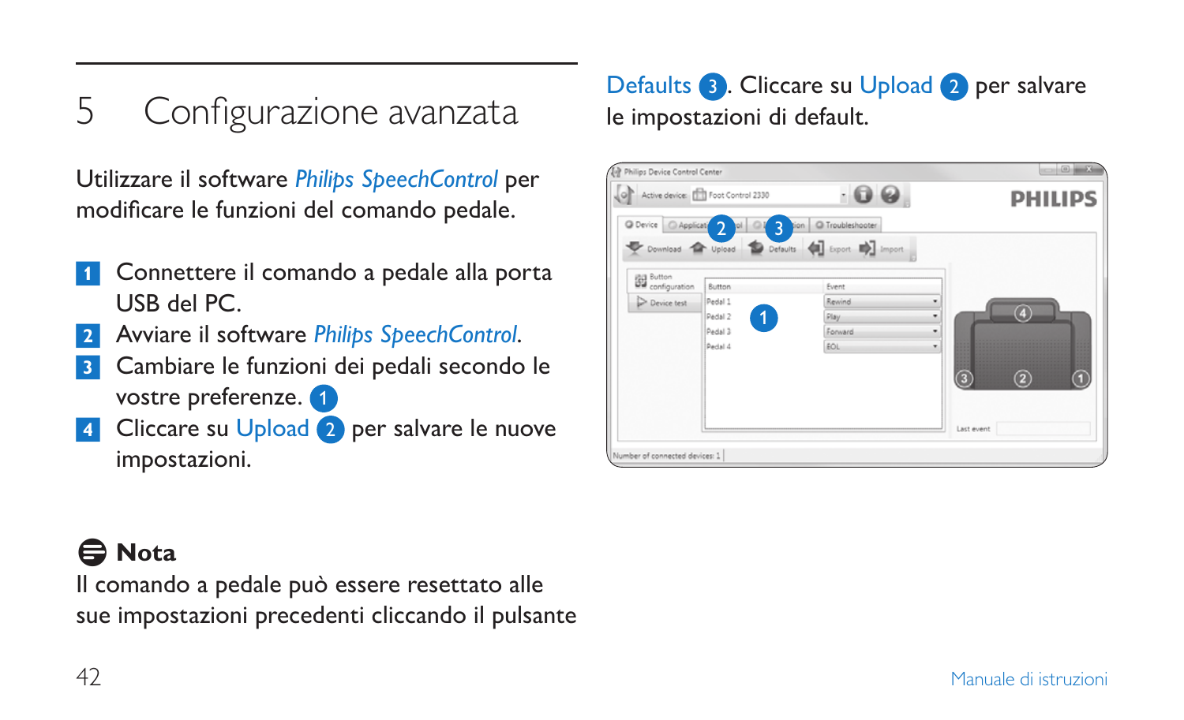# 5 Configurazione avanzata

Utilizzare il software *Philips SpeechControl* per modificare le funzioni del comando pedale.

1. Connettere il comando a pedale alla porta USB del PC.
2. Avviare il software *Philips SpeechControl*.
3. Cambiare le funzioni dei pedali secondo le vostre preferenze. 1
4. Cliccare su Upload 2 per salvare le nuove impostazioni.

**Nota**

Il comando a pedale può essere resettato alle sue impostazioni precedenti cliccando il pulsante Defaults 3. Cliccare su Upload 2 per salvare le impostazioni di default.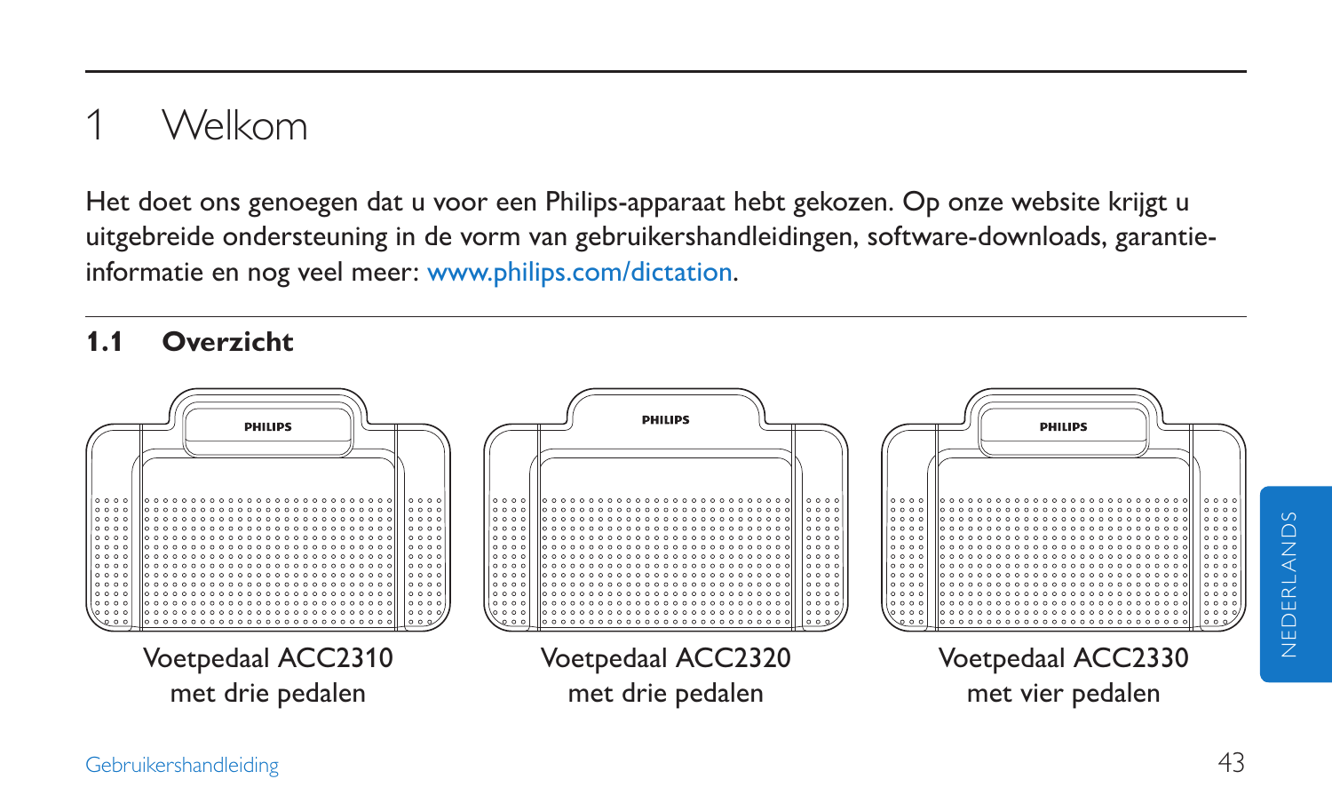# 1 Welkom

Het doet ons genoegen dat u voor een Philips-apparaat hebt gekozen. Op onze website krijgt u uitgebreide ondersteuning in de vorm van gebruikershandleidingen, software-downloads, garantie-informatie en nog veel meer: www.philips.com/dictation.

## 1.1 Overzicht

Voetpedaal ACC2310 met drie pedalen

Voetpedaal ACC2320 met drie pedalen

Voetpedaal ACC2330 met vier pedalen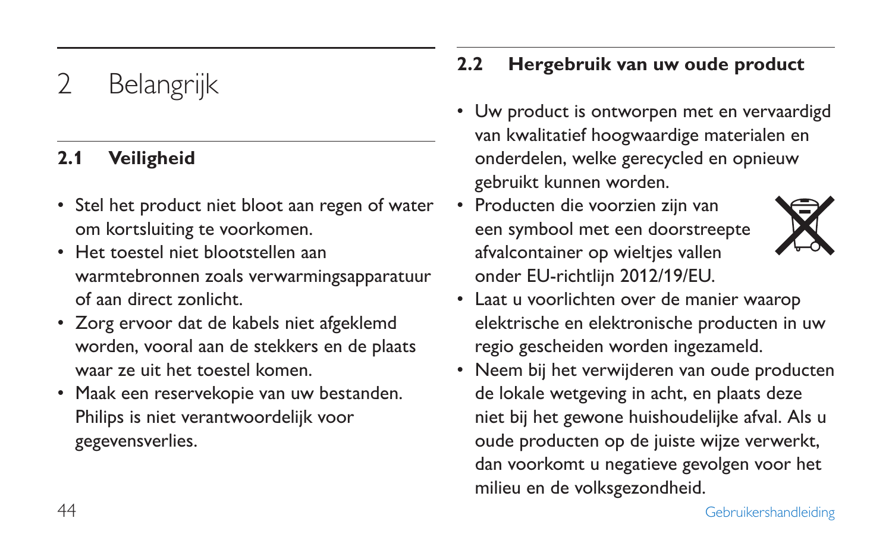# 2 Belangrijk

## 2.1 Veiligheid

- Stel het product niet bloot aan regen of water om kortsluiting te voorkomen.
- Het toestel niet blootstellen aan warmtebronnen zoals verwarmingsapparatuur of aan direct zonlicht.
- Zorg ervoor dat de kabels niet afgeklemd worden, vooral aan de stekkers en de plaats waar ze uit het toestel komen.
- Maak een reservekopie van uw bestanden. Philips is niet verantwoordelijk voor gegevensverlies.

## 2.2 Hergebruik van uw oude product

- Uw product is ontworpen met en vervaardigd van kwalitatief hoogwaardige materialen en onderdelen, welke gerecycled en opnieuw gebruikt kunnen worden.
- Producten die voorzien zijn van een symbool met een doorstreepte afvalcontainer op wieltjes vallen onder EU-richtlijn 2012/19/EU.
- Laat u voorlichten over de manier waarop elektrische en elektronische producten in uw regio gescheiden worden ingezameld.
- Neem bij het verwijderen van oude producten de lokale wetgeving in acht, en plaats deze niet bij het gewone huishoudelijke afval. Als u oude producten op de juiste wijze verwerkt, dan voorkomt u negatieve gevolgen voor het milieu en de volksgezondheid.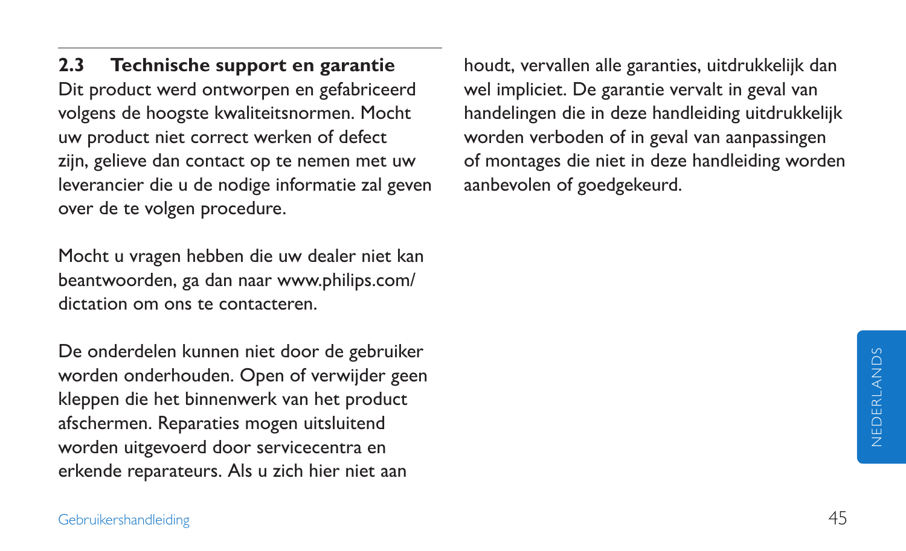## 2.3 Technische support en garantie

Dit product werd ontworpen en gefabriceerd volgens de hoogste kwaliteitsnormen. Mocht uw product niet correct werken of defect zijn, gelieve dan contact op te nemen met uw leverancier die u de nodige informatie zal geven over de te volgen procedure.

Mocht u vragen hebben die uw dealer niet kan beantwoorden, ga dan naar www.philips.com/dictation om ons te contacteren.

De onderdelen kunnen niet door de gebruiker worden onderhouden. Open of verwijder geen kleppen die het binnenwerk van het product afschermen. Reparaties mogen uitsluitend worden uitgevoerd door servicecentra en erkende reparateurs. Als u zich hier niet aan houdt, vervallen alle garanties, uitdrukkelijk dan wel impliciet. De garantie vervalt in geval van handelingen die in deze handleiding uitdrukkelijk worden verboden of in geval van aanpassingen of montages die niet in deze handleiding worden aanbevolen of goedgekeurd.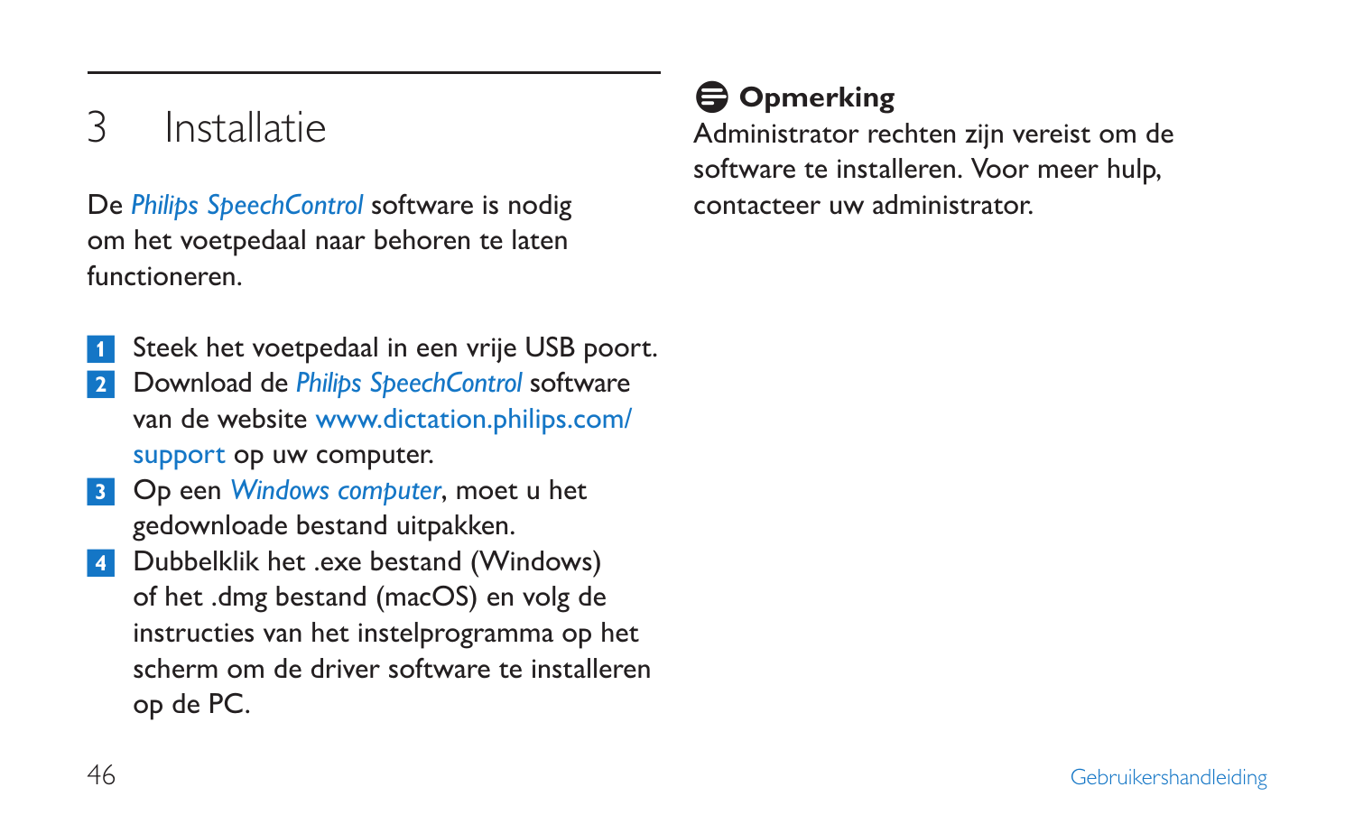# 3 Installatie

De *Philips SpeechControl* software is nodig om het voetpedaal naar behoren te laten functioneren.

1. Steek het voetpedaal in een vrije USB poort.
2. Download de *Philips SpeechControl* software van de website www.dictation.philips.com/support op uw computer.
3. Op een *Windows computer*, moet u het gedownloade bestand uitpakken.
4. Dubbelklik het .exe bestand (Windows) of het .dmg bestand (macOS) en volg de instructies van het instelprogramma op het scherm om de driver software te installeren op de PC.

**Opmerking**

Administrator rechten zijn vereist om de software te installeren. Voor meer hulp, contacteer uw administrator.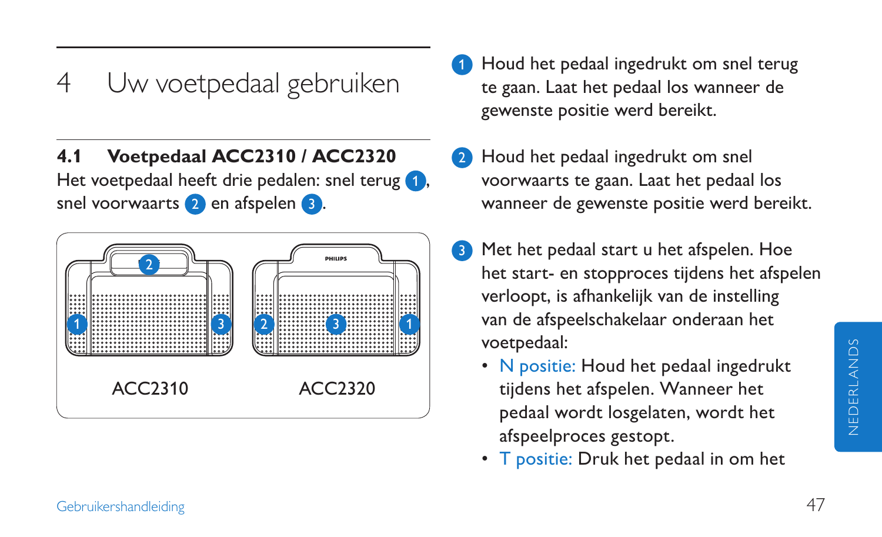# 4 Uw voetpedaal gebruiken

## 4.1 Voetpedaal ACC2310 / ACC2320

Het voetpedaal heeft drie pedalen: snel terug 1, snel voorwaarts 2 en afspelen 3.

ACC2310 ACC2320

1. Houd het pedaal ingedrukt om snel terug te gaan. Laat het pedaal los wanneer de gewenste positie werd bereikt.
2. Houd het pedaal ingedrukt om snel voorwaarts te gaan. Laat het pedaal los wanneer de gewenste positie werd bereikt.
3. Met het pedaal start u het afspelen. Hoe het start- en stopproces tijdens het afspelen verloopt, is afhankelijk van de instelling van de afspeelschakelaar onderaan het voetpedaal:
   - N positie: Houd het pedaal ingedrukt tijdens het afspelen. Wanneer het pedaal wordt losgelaten, wordt het afspeelproces gestopt.
   - T positie: Druk het pedaal in om het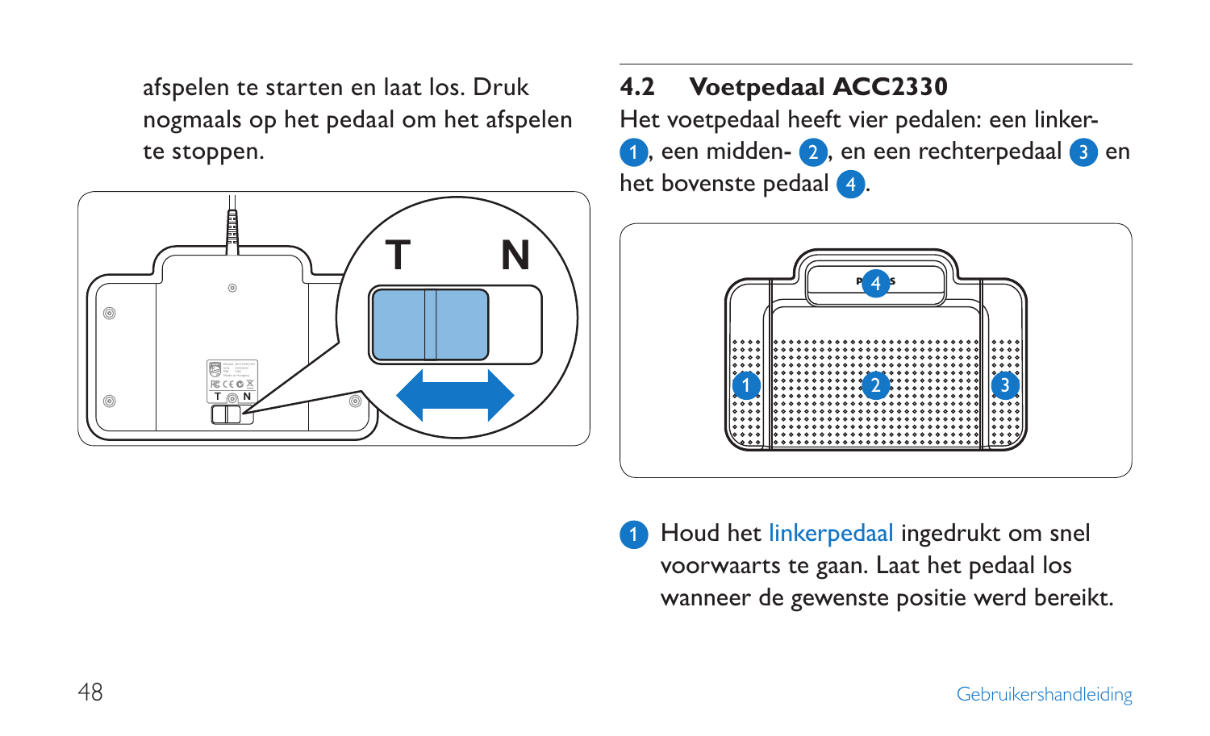afspelen te starten en laat los. Druk nogmaals op het pedaal om het afspelen te stoppen.

## 4.2 Voetpedaal ACC2330

Het voetpedaal heeft vier pedalen: een linker- 1, een midden- 2, en een rechterpedaal 3 en het bovenste pedaal 4.

1 Houd het linkerpedaal ingedrukt om snel voorwaarts te gaan. Laat het pedaal los wanneer de gewenste positie werd bereikt.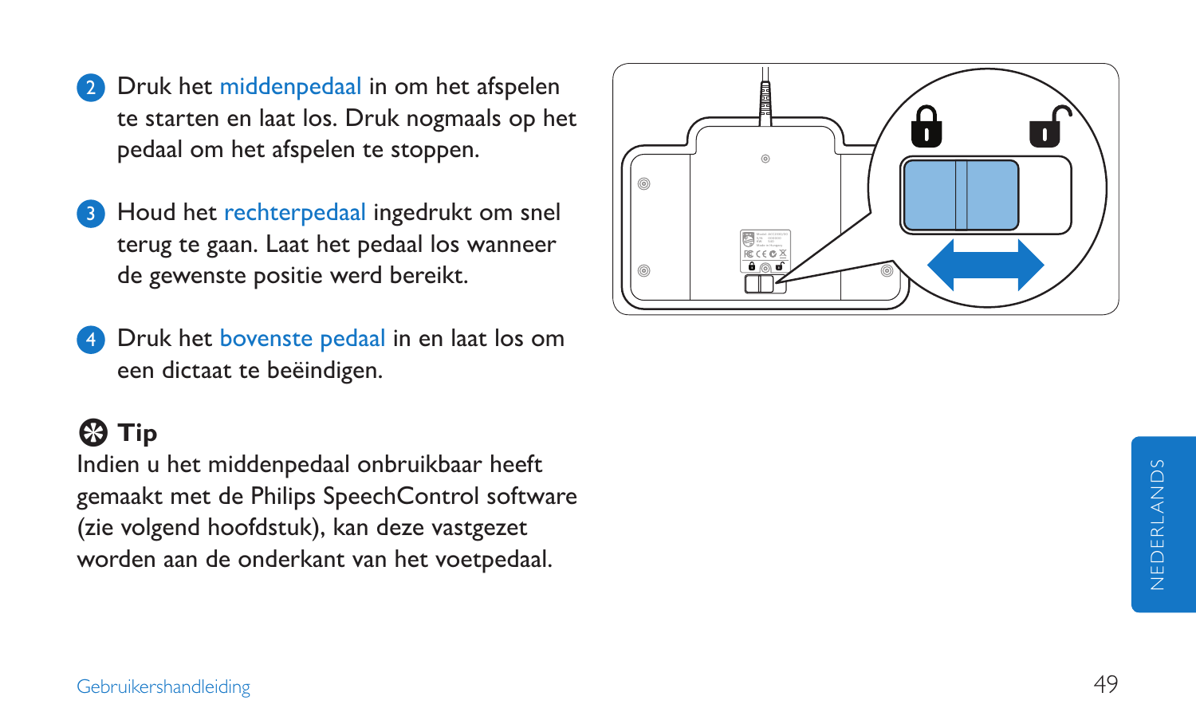2. Druk het middenpedaal in om het afspelen te starten en laat los. Druk nogmaals op het pedaal om het afspelen te stoppen.

3. Houd het rechterpedaal ingedrukt om snel terug te gaan. Laat het pedaal los wanneer de gewenste positie werd bereikt.

4. Druk het bovenste pedaal in en laat los om een dictaat te beëindigen.

**Tip**

Indien u het middenpedaal onbruikbaar heeft gemaakt met de Philips SpeechControl software (zie volgend hoofdstuk), kan deze vastgezet worden aan de onderkant van het voetpedaal.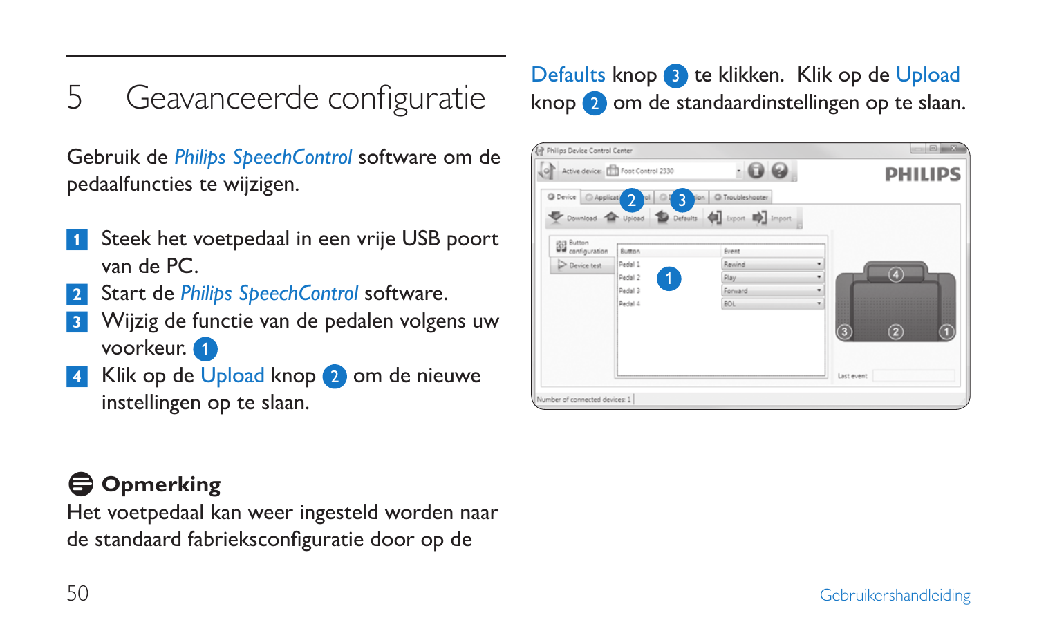# 5 Geavanceerde configuratie

Gebruik de *Philips SpeechControl* software om de pedaalfuncties te wijzigen.

1. Steek het voetpedaal in een vrije USB poort van de PC.
2. Start de *Philips SpeechControl* software.
3. Wijzig de functie van de pedalen volgens uw voorkeur. 1
4. Klik op de Upload knop 2 om de nieuwe instellingen op te slaan.

**Opmerking**

Het voetpedaal kan weer ingesteld worden naar de standaard fabrieksconfiguratie door op de Defaults knop 3 te klikken. Klik op de Upload knop 2 om de standaardinstellingen op te slaan.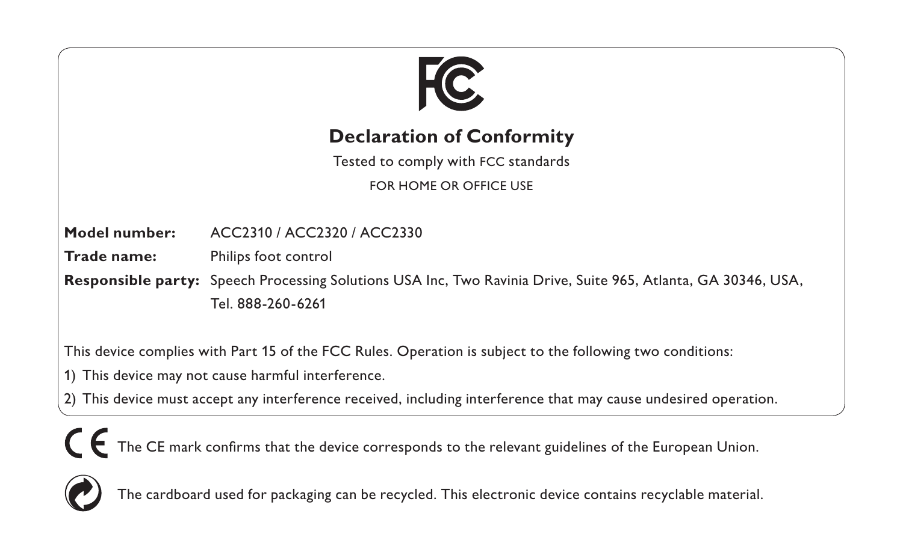## Declaration of Conformity

Tested to comply with FCC standards

FOR HOME OR OFFICE USE

**Model number:** ACC2310 / ACC2320 / ACC2330

**Trade name:** Philips foot control

**Responsible party:** Speech Processing Solutions USA Inc, Two Ravinia Drive, Suite 965, Atlanta, GA 30346, USA, Tel. 888-260-6261

This device complies with Part 15 of the FCC Rules. Operation is subject to the following two conditions:

1) This device may not cause harmful interference.
2) This device must accept any interference received, including interference that may cause undesired operation.

The CE mark confirms that the device corresponds to the relevant guidelines of the European Union.

The cardboard used for packaging can be recycled. This electronic device contains recyclable material.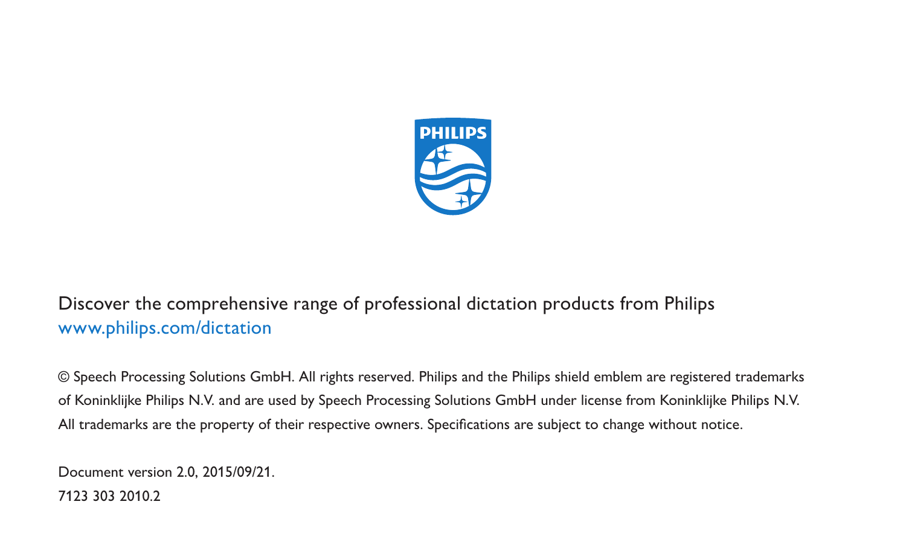PHILIPS

Discover the comprehensive range of professional dictation products from Philips
www.philips.com/dictation

© Speech Processing Solutions GmbH. All rights reserved. Philips and the Philips shield emblem are registered trademarks of Koninklijke Philips N.V. and are used by Speech Processing Solutions GmbH under license from Koninklijke Philips N.V. All trademarks are the property of their respective owners. Specifications are subject to change without notice.

Document version 2.0, 2015/09/21.
7123 303 2010.2